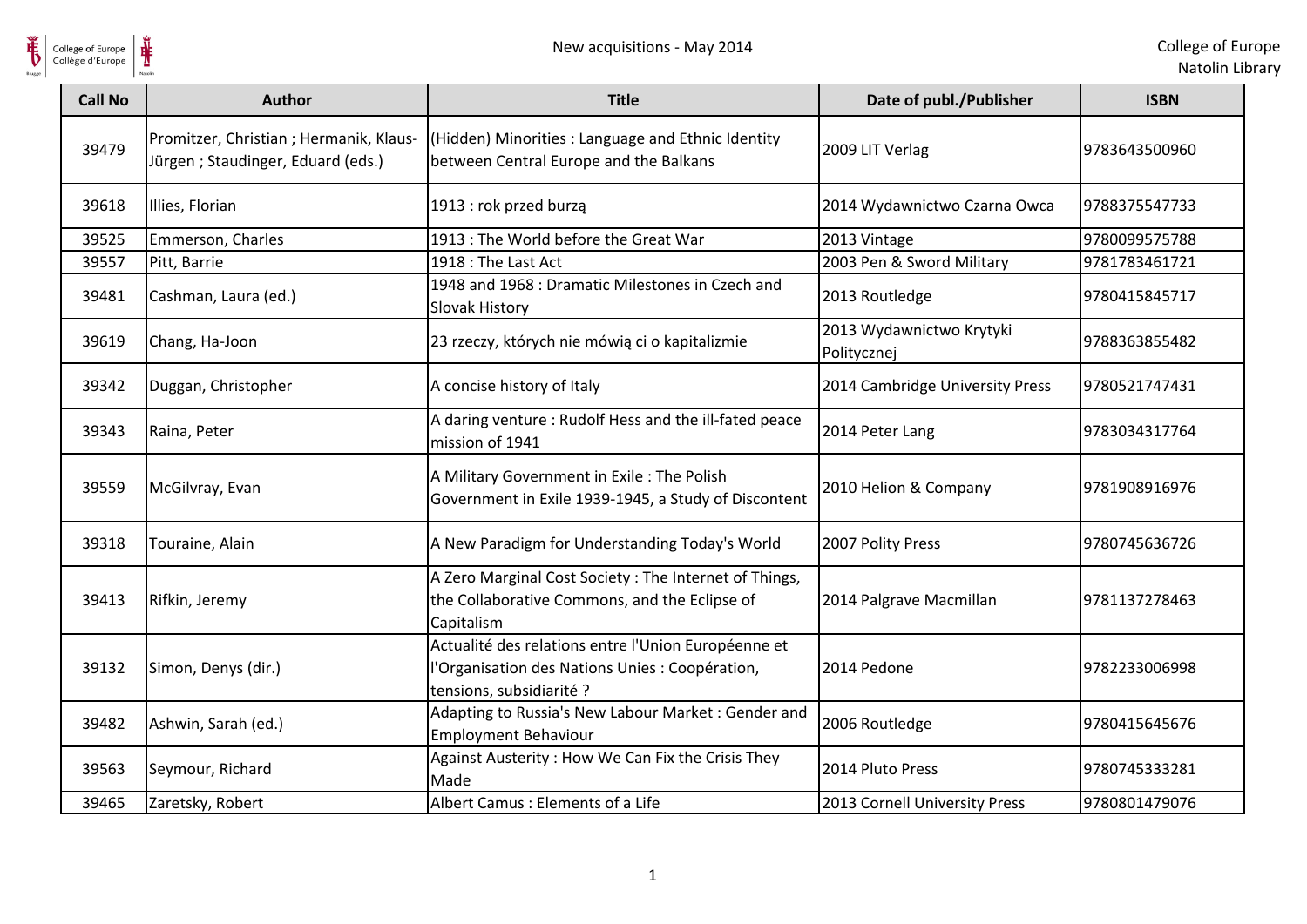| Call No | Author | Title | Date of publ./Publisher | ISBN |
|---|---|---|---|---|
| 39479 | Promitzer, Christian ; Hermanik, Klaus-Jürgen ; Staudinger, Eduard (eds.) | (Hidden) Minorities : Language and Ethnic Identity between Central Europe and the Balkans | 2009 LIT Verlag | 9783643500960 |
| 39618 | Illies, Florian | 1913 : rok przed burzą | 2014 Wydawnictwo Czarna Owca | 9788375547733 |
| 39525 | Emmerson, Charles | 1913 : The World before the Great War | 2013 Vintage | 9780099575788 |
| 39557 | Pitt, Barrie | 1918 : The Last Act | 2003 Pen & Sword Military | 9781783461721 |
| 39481 | Cashman, Laura (ed.) | 1948 and 1968 : Dramatic Milestones in Czech and Slovak History | 2013 Routledge | 9780415845717 |
| 39619 | Chang, Ha-Joon | 23 rzeczy, których nie mówią ci o kapitalizmie | 2013 Wydawnictwo Krytyki Politycznej | 9788363855482 |
| 39342 | Duggan, Christopher | A concise history of Italy | 2014 Cambridge University Press | 9780521747431 |
| 39343 | Raina, Peter | A daring venture : Rudolf Hess and the ill-fated peace mission of 1941 | 2014 Peter Lang | 9783034317764 |
| 39559 | McGilvray, Evan | A Military Government in Exile : The Polish Government in Exile 1939-1945, a Study of Discontent | 2010 Helion & Company | 9781908916976 |
| 39318 | Touraine, Alain | A New Paradigm for Understanding Today's World | 2007 Polity Press | 9780745636726 |
| 39413 | Rifkin, Jeremy | A Zero Marginal Cost Society : The Internet of Things, the Collaborative Commons, and the Eclipse of Capitalism | 2014 Palgrave Macmillan | 9781137278463 |
| 39132 | Simon, Denys (dir.) | Actualité des relations entre l'Union Européenne et l'Organisation des Nations Unies : Coopération, tensions, subsidiarité ? | 2014 Pedone | 9782233006998 |
| 39482 | Ashwin, Sarah (ed.) | Adapting to Russia's New Labour Market : Gender and Employment Behaviour | 2006 Routledge | 9780415645676 |
| 39563 | Seymour, Richard | Against Austerity : How We Can Fix the Crisis They Made | 2014 Pluto Press | 9780745333281 |
| 39465 | Zaretsky, Robert | Albert Camus : Elements of a Life | 2013 Cornell University Press | 9780801479076 |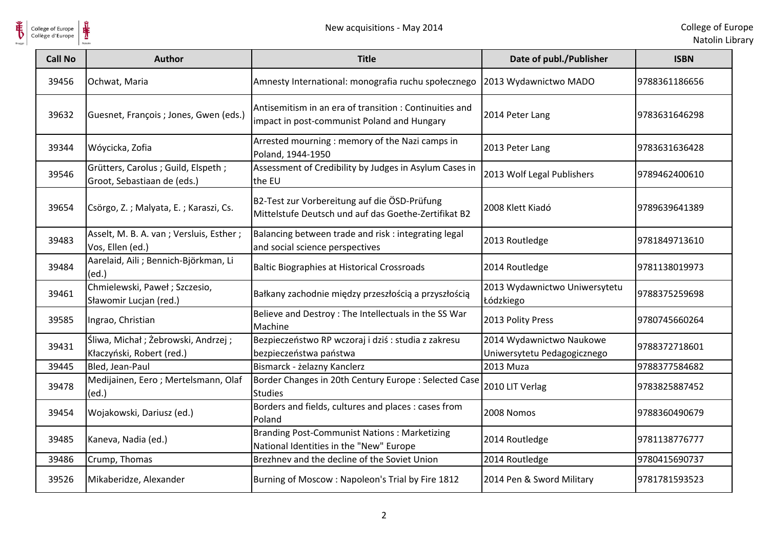| Call No | Author | Title | Date of publ./Publisher | ISBN |
|---|---|---|---|---|
| 39456 | Ochwat, Maria | Amnesty International: monografia ruchu społecznego | 2013 Wydawnictwo MADO | 9788361186656 |
| 39632 | Guesnet, François ; Jones, Gwen (eds.) | Antisemitism in an era of transition : Continuities and impact in post-communist Poland and Hungary | 2014 Peter Lang | 9783631646298 |
| 39344 | Wóycicka, Zofia | Arrested mourning : memory of the Nazi camps in Poland, 1944-1950 | 2013 Peter Lang | 9783631636428 |
| 39546 | Grütters, Carolus ; Guild, Elspeth ; Groot, Sebastiaan de (eds.) | Assessment of Credibility by Judges in Asylum Cases in the EU | 2013 Wolf Legal Publishers | 9789462400610 |
| 39654 | Csörgo, Z. ; Malyata, E. ; Karaszi, Cs. | B2-Test zur Vorbereitung auf die ÖSD-Prüfung Mittelstufe Deutsch und auf das Goethe-Zertifikat B2 | 2008 Klett Kiadó | 9789639641389 |
| 39483 | Asselt, M. B. A. van ; Versluis, Esther ; Vos, Ellen (ed.) | Balancing between trade and risk : integrating legal and social science perspectives | 2013 Routledge | 9781849713610 |
| 39484 | Aarelaid, Aili ; Bennich-Björkman, Li (ed.) | Baltic Biographies at Historical Crossroads | 2014 Routledge | 9781138019973 |
| 39461 | Chmielewski, Paweł ; Szczesio, Sławomir Lucjan (red.) | Bałkany zachodnie między przeszłością a przyszłością | 2013 Wydawnictwo Uniwersytetu Łódzkiego | 9788375259698 |
| 39585 | Ingrao, Christian | Believe and Destroy : The Intellectuals in the SS War Machine | 2013 Polity Press | 9780745660264 |
| 39431 | Śliwa, Michał ; Żebrowski, Andrzej ; Kłaczyński, Robert (red.) | Bezpieczeństwo RP wczoraj i dziś : studia z zakresu bezpieczeństwa państwa | 2014 Wydawnictwo Naukowe Uniwersytetu Pedagogicznego | 9788372718601 |
| 39445 | Bled, Jean-Paul | Bismarck - żelazny Kanclerz | 2013 Muza | 9788377584682 |
| 39478 | Medijainen, Eero ; Mertelsmann, Olaf (ed.) | Border Changes in 20th Century Europe : Selected Case Studies | 2010 LIT Verlag | 9783825887452 |
| 39454 | Wojakowski, Dariusz (ed.) | Borders and fields, cultures and places : cases from Poland | 2008 Nomos | 9788360490679 |
| 39485 | Kaneva, Nadia (ed.) | Branding Post-Communist Nations : Marketizing National Identities in the "New" Europe | 2014 Routledge | 9781138776777 |
| 39486 | Crump, Thomas | Brezhnev and the decline of the Soviet Union | 2014 Routledge | 9780415690737 |
| 39526 | Mikaberidze, Alexander | Burning of Moscow : Napoleon's Trial by Fire 1812 | 2014 Pen & Sword Military | 9781781593523 |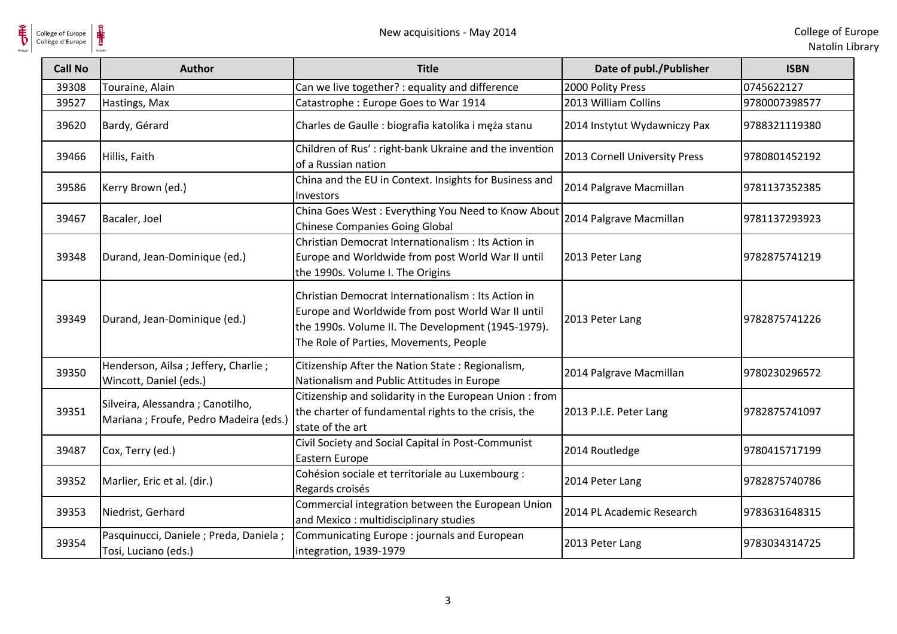| Call No | Author | Title | Date of publ./Publisher | ISBN |
|---|---|---|---|---|
| 39308 | Touraine, Alain | Can we live together? : equality and difference | 2000 Polity Press | 0745622127 |
| 39527 | Hastings, Max | Catastrophe : Europe Goes to War 1914 | 2013 William Collins | 9780007398577 |
| 39620 | Bardy, Gérard | Charles de Gaulle : biografia katolika i męża stanu | 2014 Instytut Wydawniczy Pax | 9788321119380 |
| 39466 | Hillis, Faith | Children of Rus' : right-bank Ukraine and the invention of a Russian nation | 2013 Cornell University Press | 9780801452192 |
| 39586 | Kerry Brown (ed.) | China and the EU in Context. Insights for Business and Investors | 2014 Palgrave Macmillan | 9781137352385 |
| 39467 | Bacaler, Joel | China Goes West : Everything You Need to Know About Chinese Companies Going Global | 2014 Palgrave Macmillan | 9781137293923 |
| 39348 | Durand, Jean-Dominique (ed.) | Christian Democrat Internationalism : Its Action in Europe and Worldwide from post World War II until the 1990s. Volume I. The Origins | 2013 Peter Lang | 9782875741219 |
| 39349 | Durand, Jean-Dominique (ed.) | Christian Democrat Internationalism : Its Action in Europe and Worldwide from post World War II until the 1990s. Volume II. The Development (1945-1979). The Role of Parties, Movements, People | 2013 Peter Lang | 9782875741226 |
| 39350 | Henderson, Ailsa ; Jeffery, Charlie ; Wincott, Daniel (eds.) | Citizenship After the Nation State : Regionalism, Nationalism and Public Attitudes in Europe | 2014 Palgrave Macmillan | 9780230296572 |
| 39351 | Silveira, Alessandra ; Canotilho, Mariana ; Froufe, Pedro Madeira (eds.) | Citizenship and solidarity in the European Union : from the charter of fundamental rights to the crisis, the state of the art | 2013 P.I.E. Peter Lang | 9782875741097 |
| 39487 | Cox, Terry (ed.) | Civil Society and Social Capital in Post-Communist Eastern Europe | 2014 Routledge | 9780415717199 |
| 39352 | Marlier, Eric et al. (dir.) | Cohésion sociale et territoriale au Luxembourg : Regards croisés | 2014 Peter Lang | 9782875740786 |
| 39353 | Niedrist, Gerhard | Commercial integration between the European Union and Mexico : multidisciplinary studies | 2014 PL Academic Research | 9783631648315 |
| 39354 | Pasquinucci, Daniele ; Preda, Daniela ; Tosi, Luciano (eds.) | Communicating Europe : journals and European integration, 1939-1979 | 2013 Peter Lang | 9783034314725 |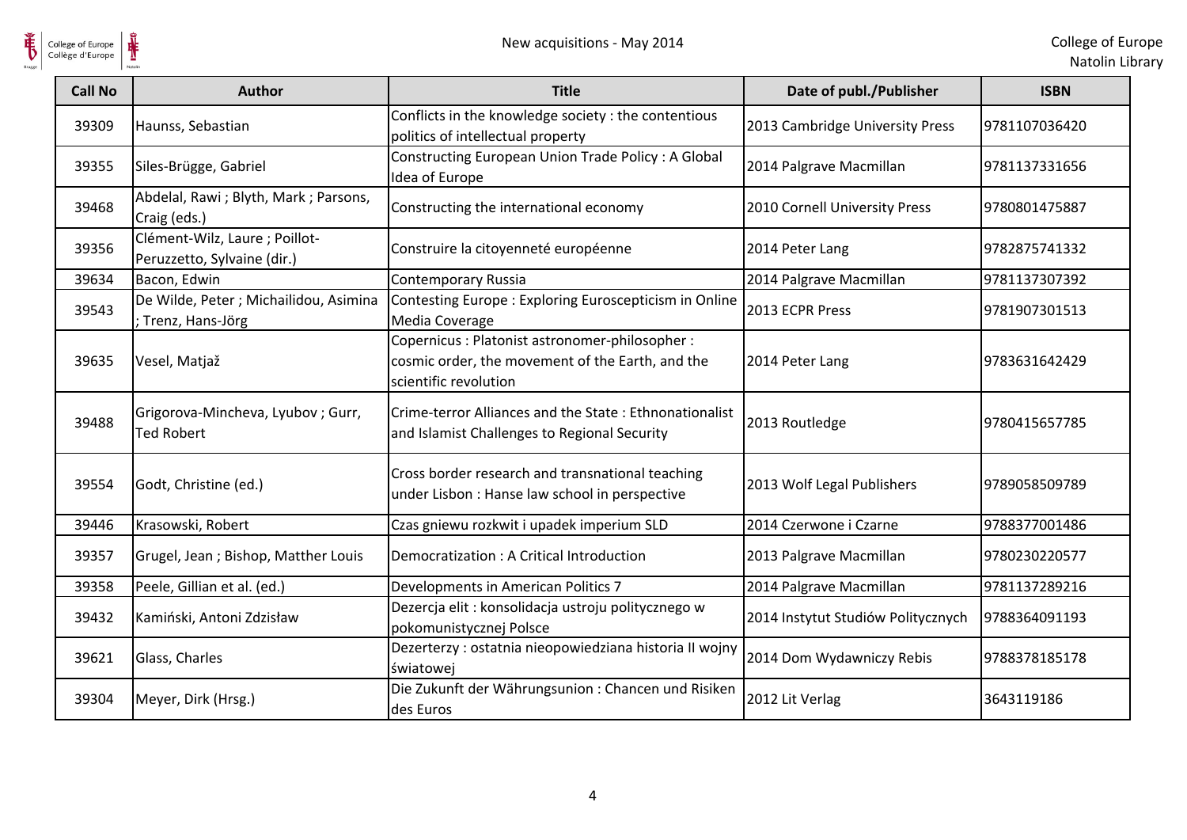| Call No | Author | Title | Date of publ./Publisher | ISBN |
|---|---|---|---|---|
| 39309 | Haunss, Sebastian | Conflicts in the knowledge society : the contentious politics of intellectual property | 2013 Cambridge University Press | 9781107036420 |
| 39355 | Siles-Brügge, Gabriel | Constructing European Union Trade Policy : A Global Idea of Europe | 2014 Palgrave Macmillan | 9781137331656 |
| 39468 | Abdelal, Rawi ; Blyth, Mark ; Parsons, Craig (eds.) | Constructing the international economy | 2010 Cornell University Press | 9780801475887 |
| 39356 | Clément-Wilz, Laure ; Poillot-Peruzzetto, Sylvaine (dir.) | Construire la citoyenneté européenne | 2014 Peter Lang | 9782875741332 |
| 39634 | Bacon, Edwin | Contemporary Russia | 2014 Palgrave Macmillan | 9781137307392 |
| 39543 | De Wilde, Peter ; Michailidou, Asimina ; Trenz, Hans-Jörg | Contesting Europe : Exploring Euroscepticism in Online Media Coverage | 2013 ECPR Press | 9781907301513 |
| 39635 | Vesel, Matjaž | Copernicus : Platonist astronomer-philosopher : cosmic order, the movement of the Earth, and the scientific revolution | 2014 Peter Lang | 9783631642429 |
| 39488 | Grigorova-Mincheva, Lyubov ; Gurr, Ted Robert | Crime-terror Alliances and the State : Ethnonationalist and Islamist Challenges to Regional Security | 2013 Routledge | 9780415657785 |
| 39554 | Godt, Christine (ed.) | Cross border research and transnational teaching under Lisbon : Hanse law school in perspective | 2013 Wolf Legal Publishers | 9789058509789 |
| 39446 | Krasowski, Robert | Czas gniewu rozkwit i upadek imperium SLD | 2014 Czerwone i Czarne | 9788377001486 |
| 39357 | Grugel, Jean ; Bishop, Matther Louis | Democratization : A Critical Introduction | 2013 Palgrave Macmillan | 9780230220577 |
| 39358 | Peele, Gillian et al. (ed.) | Developments in American Politics 7 | 2014 Palgrave Macmillan | 9781137289216 |
| 39432 | Kamiński, Antoni Zdzisław | Dezercja elit : konsolidacja ustroju politycznego w pokomunistycznej Polsce | 2014 Instytut Studiów Politycznych | 9788364091193 |
| 39621 | Glass, Charles | Dezerterzy : ostatnia nieopowiedziana historia II wojny światowej | 2014 Dom Wydawniczy Rebis | 9788378185178 |
| 39304 | Meyer, Dirk (Hrsg.) | Die Zukunft der Währungsunion : Chancen und Risiken des Euros | 2012 Lit Verlag | 3643119186 |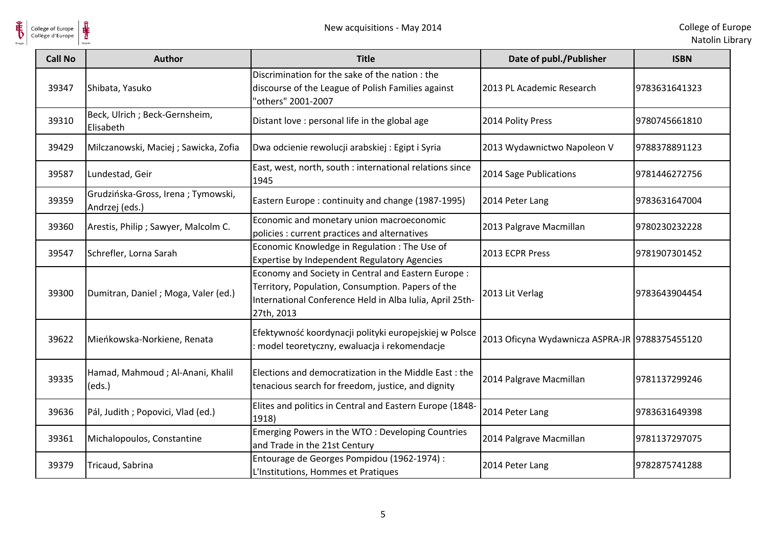| Call No | Author | Title | Date of publ./Publisher | ISBN |
| --- | --- | --- | --- | --- |
| 39347 | Shibata, Yasuko | Discrimination for the sake of the nation : the discourse of the League of Polish Families against "others" 2001-2007 | 2013 PL Academic Research | 9783631641323 |
| 39310 | Beck, Ulrich ; Beck-Gernsheim, Elisabeth | Distant love : personal life in the global age | 2014 Polity Press | 9780745661810 |
| 39429 | Milczanowski, Maciej ; Sawicka, Zofia | Dwa odcienie rewolucji arabskiej : Egipt i Syria | 2013 Wydawnictwo Napoleon V | 9788378891123 |
| 39587 | Lundestad, Geir | East, west, north, south : international relations since 1945 | 2014 Sage Publications | 9781446272756 |
| 39359 | Grudzińska-Gross, Irena ; Tymowski, Andrzej (eds.) | Eastern Europe : continuity and change (1987-1995) | 2014 Peter Lang | 9783631647004 |
| 39360 | Arestis, Philip ; Sawyer, Malcolm C. | Economic and monetary union macroeconomic policies : current practices and alternatives | 2013 Palgrave Macmillan | 9780230232228 |
| 39547 | Schrefler, Lorna Sarah | Economic Knowledge in Regulation : The Use of Expertise by Independent Regulatory Agencies | 2013 ECPR Press | 9781907301452 |
| 39300 | Dumitran, Daniel ; Moga, Valer (ed.) | Economy and Society in Central and Eastern Europe : Territory, Population, Consumption. Papers of the International Conference Held in Alba Iulia, April 25th-27th, 2013 | 2013 Lit Verlag | 9783643904454 |
| 39622 | Mieńkowska-Norkiene, Renata | Efektywność koordynacji polityki europejskiej w Polsce : model teoretyczny, ewaluacja i rekomendacje | 2013 Oficyna Wydawnicza ASPRA-JR | 9788375455120 |
| 39335 | Hamad, Mahmoud ; Al-Anani, Khalil (eds.) | Elections and democratization in the Middle East : the tenacious search for freedom, justice, and dignity | 2014 Palgrave Macmillan | 9781137299246 |
| 39636 | Pál, Judith ; Popovici, Vlad (ed.) | Elites and politics in Central and Eastern Europe (1848-1918) | 2014 Peter Lang | 9783631649398 |
| 39361 | Michalopoulos, Constantine | Emerging Powers in the WTO : Developing Countries and Trade in the 21st Century | 2014 Palgrave Macmillan | 9781137297075 |
| 39379 | Tricaud, Sabrina | Entourage de Georges Pompidou (1962-1974) : L'Institutions, Hommes et Pratiques | 2014 Peter Lang | 9782875741288 |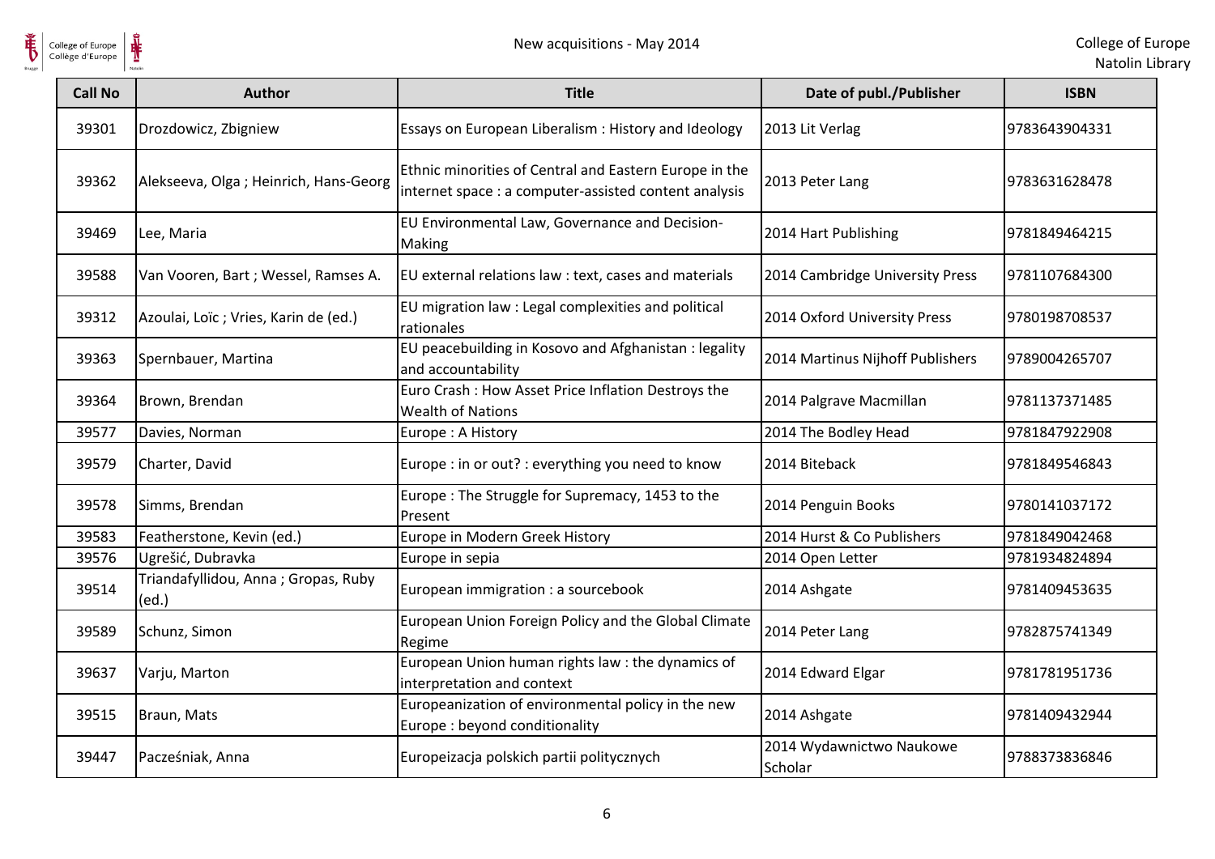| Call No | Author | Title | Date of publ./Publisher | ISBN |
| --- | --- | --- | --- | --- |
| 39301 | Drozdowicz, Zbigniew | Essays on European Liberalism : History and Ideology | 2013 Lit Verlag | 9783643904331 |
| 39362 | Alekseeva, Olga ; Heinrich, Hans-Georg | Ethnic minorities of Central and Eastern Europe in the internet space : a computer-assisted content analysis | 2013 Peter Lang | 9783631628478 |
| 39469 | Lee, Maria | EU Environmental Law, Governance and Decision-Making | 2014 Hart Publishing | 9781849464215 |
| 39588 | Van Vooren, Bart ; Wessel, Ramses A. | EU external relations law : text, cases and materials | 2014 Cambridge University Press | 9781107684300 |
| 39312 | Azoulai, Loïc ; Vries, Karin de (ed.) | EU migration law : Legal complexities and political rationales | 2014 Oxford University Press | 9780198708537 |
| 39363 | Spernbauer, Martina | EU peacebuilding in Kosovo and Afghanistan : legality and accountability | 2014 Martinus Nijhoff Publishers | 9789004265707 |
| 39364 | Brown, Brendan | Euro Crash : How Asset Price Inflation Destroys the Wealth of Nations | 2014 Palgrave Macmillan | 9781137371485 |
| 39577 | Davies, Norman | Europe : A History | 2014 The Bodley Head | 9781847922908 |
| 39579 | Charter, David | Europe : in or out? : everything you need to know | 2014 Biteback | 9781849546843 |
| 39578 | Simms, Brendan | Europe : The Struggle for Supremacy, 1453 to the Present | 2014 Penguin Books | 9780141037172 |
| 39583 | Featherstone, Kevin (ed.) | Europe in Modern Greek History | 2014 Hurst & Co Publishers | 9781849042468 |
| 39576 | Ugrešić, Dubravka | Europe in sepia | 2014 Open Letter | 9781934824894 |
| 39514 | Triandafyllidou, Anna ; Gropas, Ruby (ed.) | European immigration : a sourcebook | 2014 Ashgate | 9781409453635 |
| 39589 | Schunz, Simon | European Union Foreign Policy and the Global Climate Regime | 2014 Peter Lang | 9782875741349 |
| 39637 | Varju, Marton | European Union human rights law : the dynamics of interpretation and context | 2014 Edward Elgar | 9781781951736 |
| 39515 | Braun, Mats | Europeanization of environmental policy in the new Europe : beyond conditionality | 2014 Ashgate | 9781409432944 |
| 39447 | Pacześniak, Anna | Europeizacja polskich partii politycznych | 2014 Wydawnictwo Naukowe Scholar | 9788373836846 |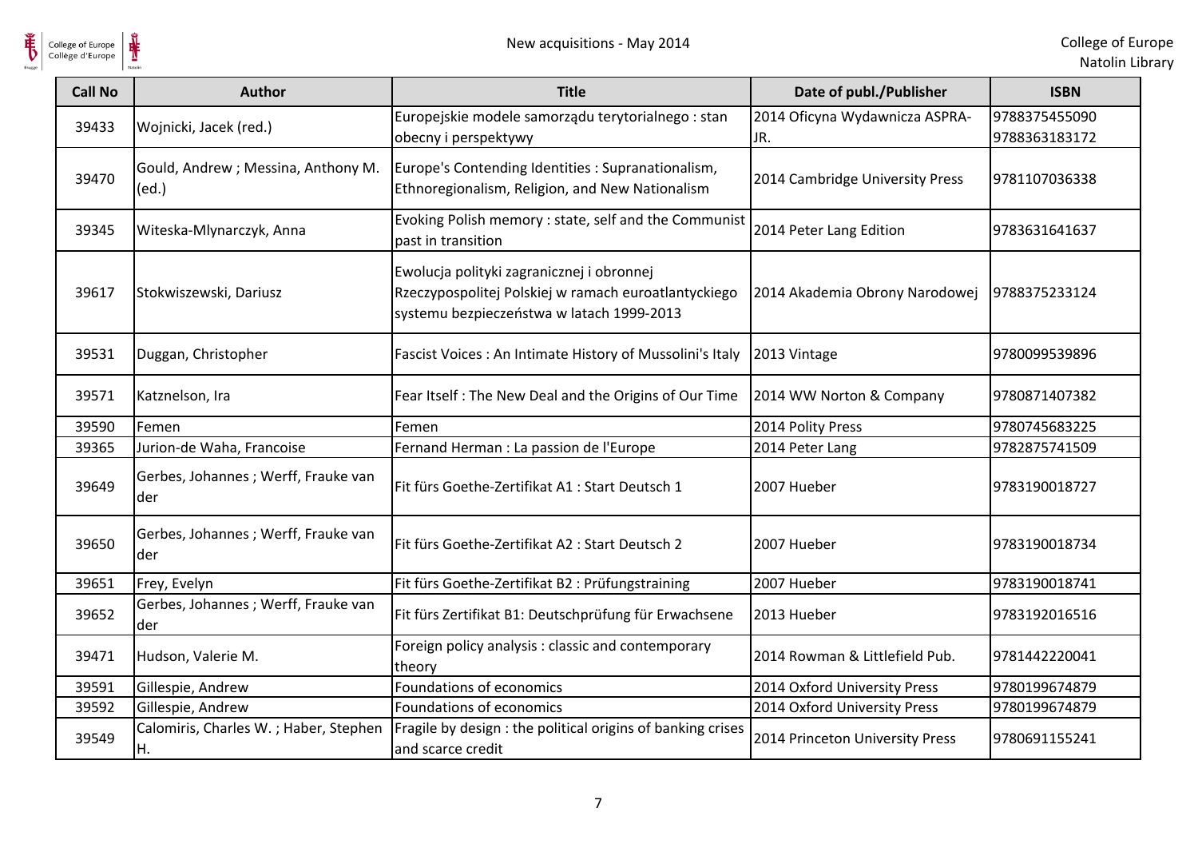| Call No | Author | Title | Date of publ./Publisher | ISBN |
|---|---|---|---|---|
| 39433 | Wojnicki, Jacek (red.) | Europejskie modele samorządu terytorialnego : stan obecny i perspektywy | 2014 Oficyna Wydawnicza ASPRA-JR. | 9788375455090 9788363183172 |
| 39470 | Gould, Andrew ; Messina, Anthony M. (ed.) | Europe's Contending Identities : Supranationalism, Ethnoregionalism, Religion, and New Nationalism | 2014 Cambridge University Press | 9781107036338 |
| 39345 | Witeska-Mlynarczyk, Anna | Evoking Polish memory : state, self and the Communist past in transition | 2014 Peter Lang Edition | 9783631641637 |
| 39617 | Stokwiszewski, Dariusz | Ewolucja polityki zagranicznej i obronnej Rzeczypospolitej Polskiej w ramach euroatlantyckiego systemu bezpieczeństwa w latach 1999-2013 | 2014 Akademia Obrony Narodowej | 9788375233124 |
| 39531 | Duggan, Christopher | Fascist Voices : An Intimate History of Mussolini's Italy | 2013 Vintage | 9780099539896 |
| 39571 | Katznelson, Ira | Fear Itself : The New Deal and the Origins of Our Time | 2014 WW Norton & Company | 9780871407382 |
| 39590 | Femen | Femen | 2014 Polity Press | 9780745683225 |
| 39365 | Jurion-de Waha, Francoise | Fernand Herman : La passion de l'Europe | 2014 Peter Lang | 9782875741509 |
| 39649 | Gerbes, Johannes ; Werff, Frauke van der | Fit fürs Goethe-Zertifikat A1 : Start Deutsch 1 | 2007 Hueber | 9783190018727 |
| 39650 | Gerbes, Johannes ; Werff, Frauke van der | Fit fürs Goethe-Zertifikat A2 : Start Deutsch 2 | 2007 Hueber | 9783190018734 |
| 39651 | Frey, Evelyn | Fit fürs Goethe-Zertifikat B2 : Prüfungstraining | 2007 Hueber | 9783190018741 |
| 39652 | Gerbes, Johannes ; Werff, Frauke van der | Fit fürs Zertifikat B1: Deutschprüfung für Erwachsene | 2013 Hueber | 9783192016516 |
| 39471 | Hudson, Valerie M. | Foreign policy analysis : classic and contemporary theory | 2014 Rowman & Littlefield Pub. | 9781442220041 |
| 39591 | Gillespie, Andrew | Foundations of economics | 2014 Oxford University Press | 9780199674879 |
| 39592 | Gillespie, Andrew | Foundations of economics | 2014 Oxford University Press | 9780199674879 |
| 39549 | Calomiris, Charles W. ; Haber, Stephen H. | Fragile by design : the political origins of banking crises and scarce credit | 2014 Princeton University Press | 9780691155241 |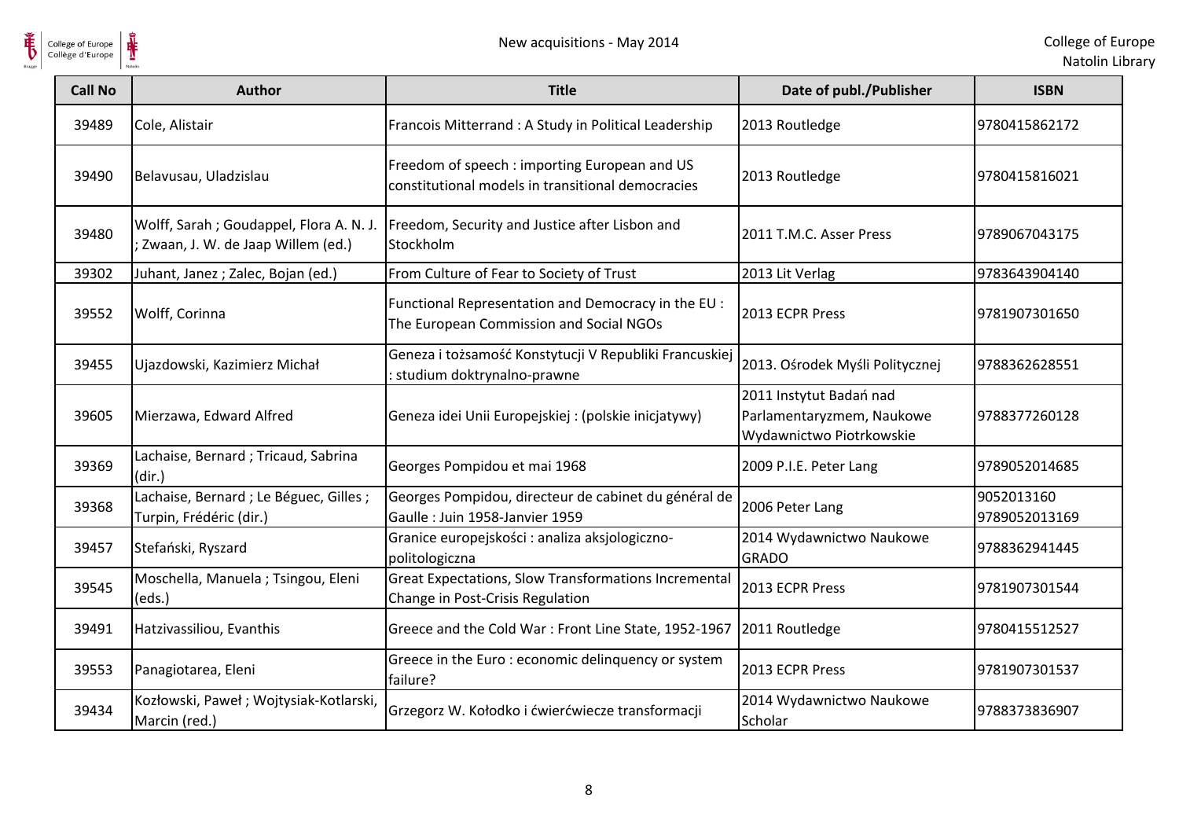| Call No | Author | Title | Date of publ./Publisher | ISBN |
|---|---|---|---|---|
| 39489 | Cole, Alistair | Francois Mitterrand : A Study in Political Leadership | 2013 Routledge | 9780415862172 |
| 39490 | Belavusau, Uladzislau | Freedom of speech : importing European and US constitutional models in transitional democracies | 2013 Routledge | 9780415816021 |
| 39480 | Wolff, Sarah ; Goudappel, Flora A. N. J. ; Zwaan, J. W. de Jaap Willem (ed.) | Freedom, Security and Justice after Lisbon and Stockholm | 2011 T.M.C. Asser Press | 9789067043175 |
| 39302 | Juhant, Janez ; Zalec, Bojan (ed.) | From Culture of Fear to Society of Trust | 2013 Lit Verlag | 9783643904140 |
| 39552 | Wolff, Corinna | Functional Representation and Democracy in the EU : The European Commission and Social NGOs | 2013 ECPR Press | 9781907301650 |
| 39455 | Ujazdowski, Kazimierz Michał | Geneza i tożsamość Konstytucji V Republiki Francuskiej : studium doktrynalno-prawne | 2013. Ośrodek Myśli Politycznej | 9788362628551 |
| 39605 | Mierzawa, Edward Alfred | Geneza idei Unii Europejskiej : (polskie inicjatywy) | 2011 Instytut Badań nad Parlamentaryzmem, Naukowe Wydawnictwo Piotrkowskie | 9788377260128 |
| 39369 | Lachaise, Bernard ; Tricaud, Sabrina (dir.) | Georges Pompidou et mai 1968 | 2009 P.I.E. Peter Lang | 9789052014685 |
| 39368 | Lachaise, Bernard ; Le Béguec, Gilles ; Turpin, Frédéric (dir.) | Georges Pompidou, directeur de cabinet du général de Gaulle : Juin 1958-Janvier 1959 | 2006 Peter Lang | 9052013160 9789052013169 |
| 39457 | Stefański, Ryszard | Granice europejskości : analiza aksjologiczno-politologiczna | 2014 Wydawnictwo Naukowe GRADO | 9788362941445 |
| 39545 | Moschella, Manuela ; Tsingou, Eleni (eds.) | Great Expectations, Slow Transformations Incremental Change in Post-Crisis Regulation | 2013 ECPR Press | 9781907301544 |
| 39491 | Hatzivassiliou, Evanthis | Greece and the Cold War : Front Line State, 1952-1967 | 2011 Routledge | 9780415512527 |
| 39553 | Panagiotarea, Eleni | Greece in the Euro : economic delinquency or system failure? | 2013 ECPR Press | 9781907301537 |
| 39434 | Kozłowski, Paweł ; Wojtysiak-Kotlarski, Marcin (red.) | Grzegorz W. Kołodko i ćwierćwiecze transformacji | 2014 Wydawnictwo Naukowe Scholar | 9788373836907 |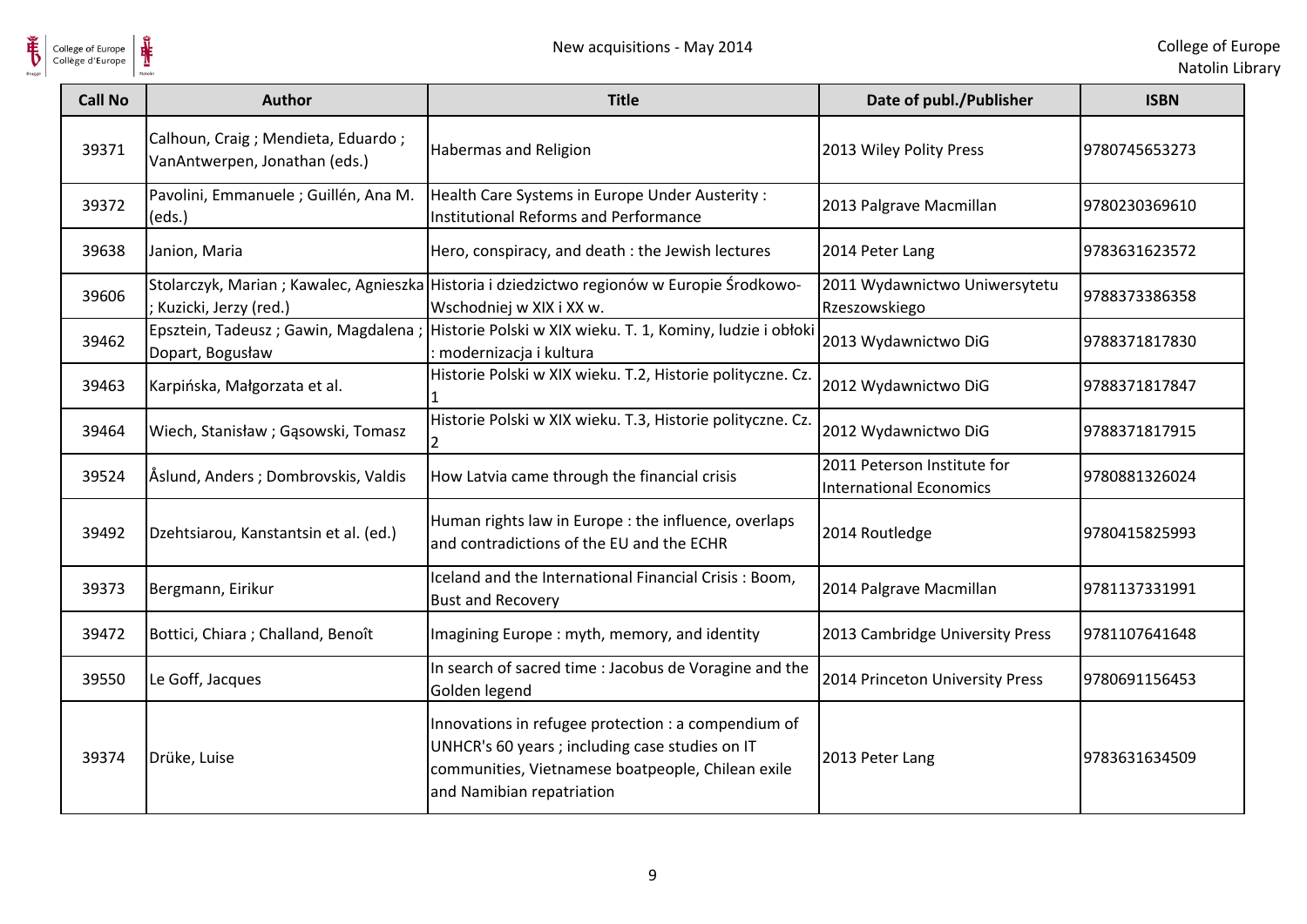| Call No | Author | Title | Date of publ./Publisher | ISBN |
|---|---|---|---|---|
| 39371 | Calhoun, Craig ; Mendieta, Eduardo ; VanAntwerpen, Jonathan (eds.) | Habermas and Religion | 2013 Wiley Polity Press | 9780745653273 |
| 39372 | Pavolini, Emmanuele ; Guillén, Ana M. (eds.) | Health Care Systems in Europe Under Austerity : Institutional Reforms and Performance | 2013 Palgrave Macmillan | 9780230369610 |
| 39638 | Janion, Maria | Hero, conspiracy, and death : the Jewish lectures | 2014 Peter Lang | 9783631623572 |
| 39606 | Stolarczyk, Marian ; Kawalec, Agnieszka ; Kuzicki, Jerzy (red.) | Historia i dziedzictwo regionów w Europie Środkowo-Wschodniej w XIX i XX w. | 2011 Wydawnictwo Uniwersytetu Rzeszowskiego | 9788373386358 |
| 39462 | Epsztein, Tadeusz ; Gawin, Magdalena ; Dopart, Bogusław | Historie Polski w XIX wieku. T. 1, Kominy, ludzie i obłoki : modernizacja i kultura | 2013 Wydawnictwo DiG | 9788371817830 |
| 39463 | Karpińska, Małgorzata et al. | Historie Polski w XIX wieku. T.2, Historie polityczne. Cz. 1 | 2012 Wydawnictwo DiG | 9788371817847 |
| 39464 | Wiech, Stanisław ; Gąsowski, Tomasz | Historie Polski w XIX wieku. T.3, Historie polityczne. Cz. 2 | 2012 Wydawnictwo DiG | 9788371817915 |
| 39524 | Åslund, Anders ; Dombrovskis, Valdis | How Latvia came through the financial crisis | 2011 Peterson Institute for International Economics | 9780881326024 |
| 39492 | Dzehtsiarou, Kanstantsin et al. (ed.) | Human rights law in Europe : the influence, overlaps and contradictions of the EU and the ECHR | 2014 Routledge | 9780415825993 |
| 39373 | Bergmann, Eirikur | Iceland and the International Financial Crisis : Boom, Bust and Recovery | 2014 Palgrave Macmillan | 9781137331991 |
| 39472 | Bottici, Chiara ; Challand, Benoît | Imagining Europe : myth, memory, and identity | 2013 Cambridge University Press | 9781107641648 |
| 39550 | Le Goff, Jacques | In search of sacred time : Jacobus de Voragine and the Golden legend | 2014 Princeton University Press | 9780691156453 |
| 39374 | Drüke, Luise | Innovations in refugee protection : a compendium of UNHCR's 60 years ; including case studies on IT communities, Vietnamese boatpeople, Chilean exile and Namibian repatriation | 2013 Peter Lang | 9783631634509 |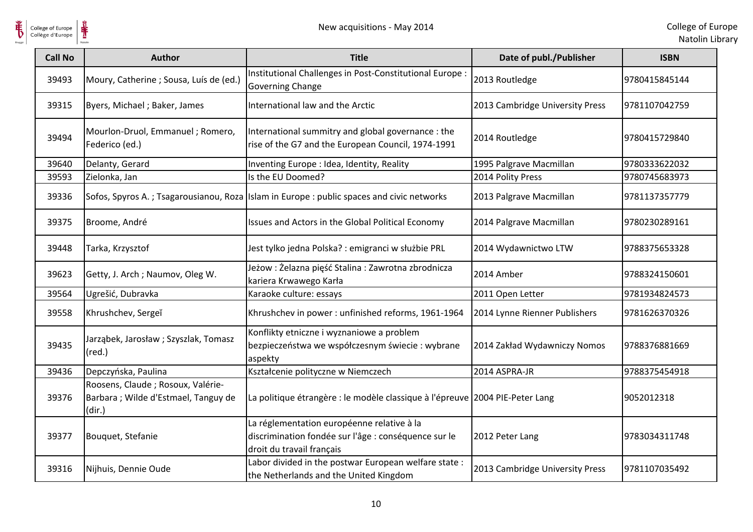| Call No | Author | Title | Date of publ./Publisher | ISBN |
|---|---|---|---|---|
| 39493 | Moury, Catherine ; Sousa, Luís de (ed.) | Institutional Challenges in Post-Constitutional Europe : Governing Change | 2013 Routledge | 9780415845144 |
| 39315 | Byers, Michael ; Baker, James | International law and the Arctic | 2013 Cambridge University Press | 9781107042759 |
| 39494 | Mourlon-Druol, Emmanuel ; Romero, Federico (ed.) | International summitry and global governance : the rise of the G7 and the European Council, 1974-1991 | 2014 Routledge | 9780415729840 |
| 39640 | Delanty, Gerard | Inventing Europe : Idea, Identity, Reality | 1995 Palgrave Macmillan | 9780333622032 |
| 39593 | Zielonka, Jan | Is the EU Doomed? | 2014 Polity Press | 9780745683973 |
| 39336 | Sofos, Spyros A. ; Tsagarousianou, Roza | Islam in Europe : public spaces and civic networks | 2013 Palgrave Macmillan | 9781137357779 |
| 39375 | Broome, André | Issues and Actors in the Global Political Economy | 2014 Palgrave Macmillan | 9780230289161 |
| 39448 | Tarka, Krzysztof | Jest tylko jedna Polska? : emigranci w służbie PRL | 2014 Wydawnictwo LTW | 9788375653328 |
| 39623 | Getty, J. Arch ; Naumov, Oleg W. | Jeżow : Żelazna pięść Stalina : Zawrotna zbrodnicza kariera Krwawego Karła | 2014 Amber | 9788324150601 |
| 39564 | Ugrešić, Dubravka | Karaoke culture: essays | 2011 Open Letter | 9781934824573 |
| 39558 | Khrushchev, Sergeĭ | Khrushchev in power : unfinished reforms, 1961-1964 | 2014 Lynne Rienner Publishers | 9781626370326 |
| 39435 | Jarząbek, Jarosław ; Szyszlak, Tomasz (red.) | Konflikty etniczne i wyznaniowe a problem bezpieczeństwa we współczesnym świecie : wybrane aspekty | 2014 Zakład Wydawniczy Nomos | 9788376881669 |
| 39436 | Depczyńska, Paulina | Kształcenie polityczne w Niemczech | 2014 ASPRA-JR | 9788375454918 |
| 39376 | Roosens, Claude ; Rosoux, Valérie-Barbara ; Wilde d'Estmael, Tanguy de (dir.) | La politique étrangère : le modèle classique à l'épreuve | 2004 PIE-Peter Lang | 9052012318 |
| 39377 | Bouquet, Stefanie | La réglementation européenne relative à la discrimination fondée sur l'âge : conséquence sur le droit du travail français | 2012 Peter Lang | 9783034311748 |
| 39316 | Nijhuis, Dennie Oude | Labor divided in the postwar European welfare state : the Netherlands and the United Kingdom | 2013 Cambridge University Press | 9781107035492 |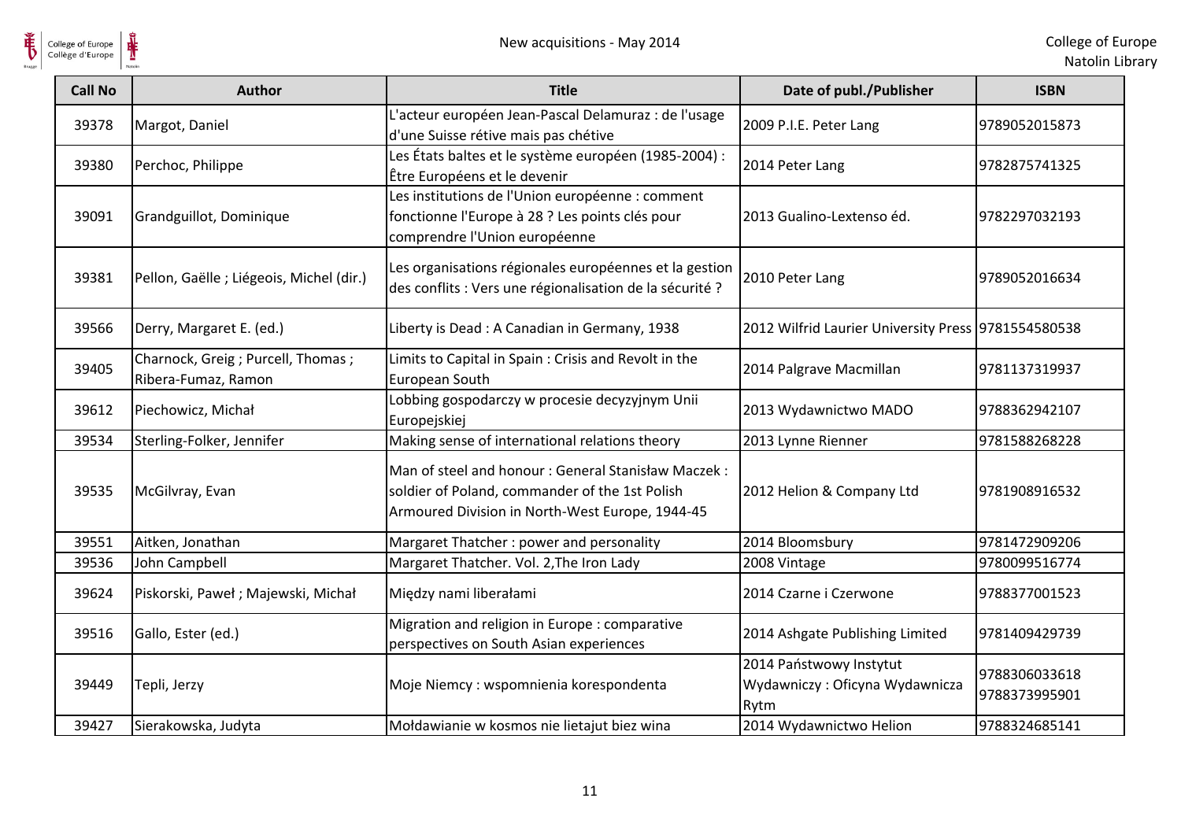| Call No | Author | Title | Date of publ./Publisher | ISBN |
|---|---|---|---|---|
| 39378 | Margot, Daniel | L'acteur européen Jean-Pascal Delamuraz : de l'usage d'une Suisse rétive mais pas chétive | 2009 P.I.E. Peter Lang | 9789052015873 |
| 39380 | Perchoc, Philippe | Les États baltes et le système européen (1985-2004) : Être Européens et le devenir | 2014 Peter Lang | 9782875741325 |
| 39091 | Grandguillot, Dominique | Les institutions de l'Union européenne : comment fonctionne l'Europe à 28 ? Les points clés pour comprendre l'Union européenne | 2013 Gualino-Lextenso éd. | 9782297032193 |
| 39381 | Pellon, Gaëlle ; Liégeois, Michel (dir.) | Les organisations régionales européennes et la gestion des conflits : Vers une régionalisation de la sécurité ? | 2010 Peter Lang | 9789052016634 |
| 39566 | Derry, Margaret E. (ed.) | Liberty is Dead : A Canadian in Germany, 1938 | 2012 Wilfrid Laurier University Press | 9781554580538 |
| 39405 | Charnock, Greig ; Purcell, Thomas ; Ribera-Fumaz, Ramon | Limits to Capital in Spain : Crisis and Revolt in the European South | 2014 Palgrave Macmillan | 9781137319937 |
| 39612 | Piechowicz, Michał | Lobbing gospodarczy w procesie decyzyjnym Unii Europejskiej | 2013 Wydawnictwo MADO | 9788362942107 |
| 39534 | Sterling-Folker, Jennifer | Making sense of international relations theory | 2013 Lynne Rienner | 9781588268228 |
| 39535 | McGilvray, Evan | Man of steel and honour : General Stanisław Maczek : soldier of Poland, commander of the 1st Polish Armoured Division in North-West Europe, 1944-45 | 2012 Helion & Company Ltd | 9781908916532 |
| 39551 | Aitken, Jonathan | Margaret Thatcher : power and personality | 2014 Bloomsbury | 9781472909206 |
| 39536 | John Campbell | Margaret Thatcher. Vol. 2,The Iron Lady | 2008 Vintage | 9780099516774 |
| 39624 | Piskorski, Paweł ; Majewski, Michał | Między nami liberałami | 2014 Czarne i Czerwone | 9788377001523 |
| 39516 | Gallo, Ester (ed.) | Migration and religion in Europe : comparative perspectives on South Asian experiences | 2014 Ashgate Publishing Limited | 9781409429739 |
| 39449 | Tepli, Jerzy | Moje Niemcy : wspomnienia korespondenta | 2014 Państwowy Instytut Wydawniczy : Oficyna Wydawnicza Rytm | 9788306033618 9788373995901 |
| 39427 | Sierakowska, Judyta | Mołdawianie w kosmos nie lietajut biez wina | 2014 Wydawnictwo Helion | 9788324685141 |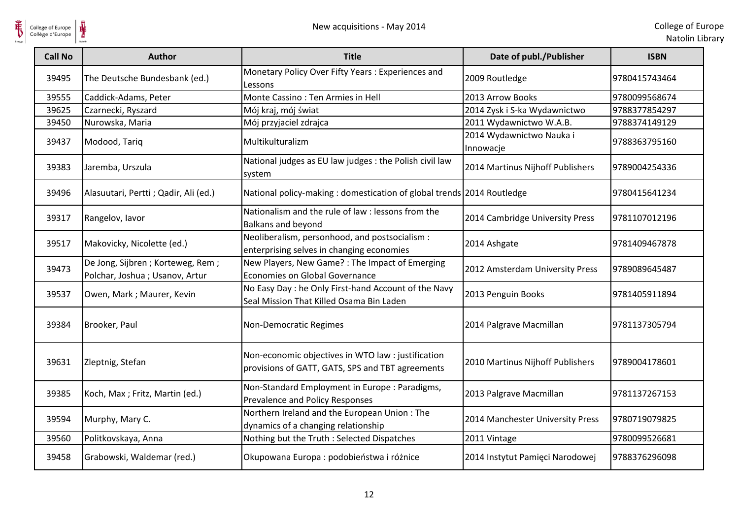| Call No | Author | Title | Date of publ./Publisher | ISBN |
| --- | --- | --- | --- | --- |
| 39495 | The Deutsche Bundesbank (ed.) | Monetary Policy Over Fifty Years : Experiences and Lessons | 2009 Routledge | 9780415743464 |
| 39555 | Caddick-Adams, Peter | Monte Cassino : Ten Armies in Hell | 2013 Arrow Books | 9780099568674 |
| 39625 | Czarnecki, Ryszard | Mój kraj, mój świat | 2014 Zysk i S-ka Wydawnictwo | 9788377854297 |
| 39450 | Nurowska, Maria | Mój przyjaciel zdrajca | 2011 Wydawnictwo W.A.B. | 9788374149129 |
| 39437 | Modood, Tariq | Multikulturalizm | 2014 Wydawnictwo Nauka i Innowacje | 9788363795160 |
| 39383 | Jaremba, Urszula | National judges as EU law judges : the Polish civil law system | 2014 Martinus Nijhoff Publishers | 9789004254336 |
| 39496 | Alasuutari, Pertti ; Qadir, Ali (ed.) | National policy-making : domestication of global trends | 2014 Routledge | 9780415641234 |
| 39317 | Rangelov, Iavor | Nationalism and the rule of law : lessons from the Balkans and beyond | 2014 Cambridge University Press | 9781107012196 |
| 39517 | Makovicky, Nicolette (ed.) | Neoliberalism, personhood, and postsocialism : enterprising selves in changing economies | 2014 Ashgate | 9781409467878 |
| 39473 | De Jong, Sijbren ; Korteweg, Rem ; Polchar, Joshua ; Usanov, Artur | New Players, New Game? : The Impact of Emerging Economies on Global Governance | 2012 Amsterdam University Press | 9789089645487 |
| 39537 | Owen, Mark ; Maurer, Kevin | No Easy Day : he Only First-hand Account of the Navy Seal Mission That Killed Osama Bin Laden | 2013 Penguin Books | 9781405911894 |
| 39384 | Brooker, Paul | Non-Democratic Regimes | 2014 Palgrave Macmillan | 9781137305794 |
| 39631 | Zleptnig, Stefan | Non-economic objectives in WTO law : justification provisions of GATT, GATS, SPS and TBT agreements | 2010 Martinus Nijhoff Publishers | 9789004178601 |
| 39385 | Koch, Max ; Fritz, Martin (ed.) | Non-Standard Employment in Europe : Paradigms, Prevalence and Policy Responses | 2013 Palgrave Macmillan | 9781137267153 |
| 39594 | Murphy, Mary C. | Northern Ireland and the European Union : The dynamics of a changing relationship | 2014 Manchester University Press | 9780719079825 |
| 39560 | Politkovskaya, Anna | Nothing but the Truth : Selected Dispatches | 2011 Vintage | 9780099526681 |
| 39458 | Grabowski, Waldemar (red.) | Okupowana Europa : podobieństwa i różnice | 2014 Instytut Pamięci Narodowej | 9788376296098 |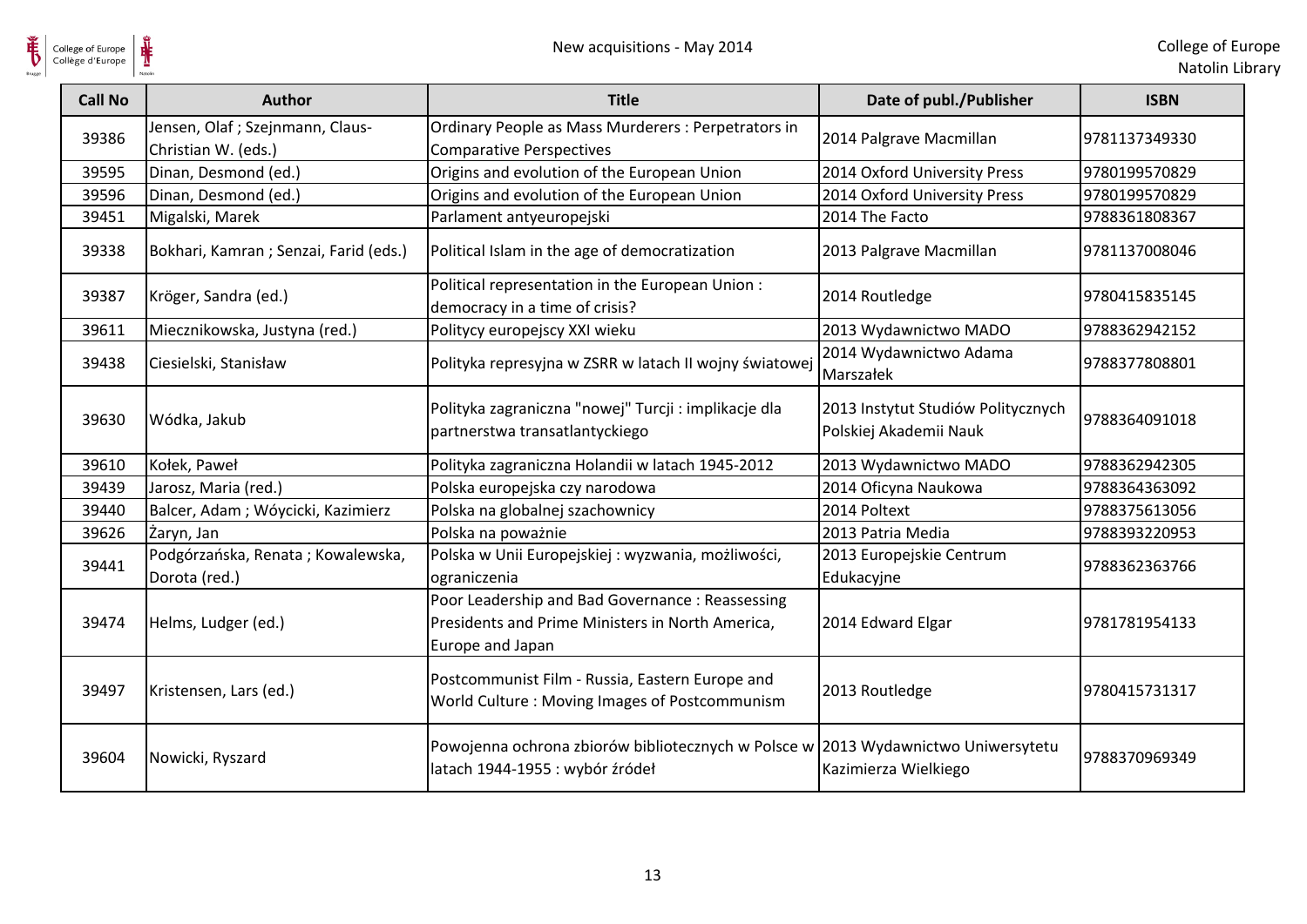| Call No | Author | Title | Date of publ./Publisher | ISBN |
|---|---|---|---|---|
| 39386 | Jensen, Olaf ; Szejnmann, Claus-Christian W. (eds.) | Ordinary People as Mass Murderers : Perpetrators in Comparative Perspectives | 2014 Palgrave Macmillan | 9781137349330 |
| 39595 | Dinan, Desmond (ed.) | Origins and evolution of the European Union | 2014 Oxford University Press | 9780199570829 |
| 39596 | Dinan, Desmond (ed.) | Origins and evolution of the European Union | 2014 Oxford University Press | 9780199570829 |
| 39451 | Migalski, Marek | Parlament antyeuropejski | 2014 The Facto | 9788361808367 |
| 39338 | Bokhari, Kamran ; Senzai, Farid (eds.) | Political Islam in the age of democratization | 2013 Palgrave Macmillan | 9781137008046 |
| 39387 | Kröger, Sandra (ed.) | Political representation in the European Union : democracy in a time of crisis? | 2014 Routledge | 9780415835145 |
| 39611 | Miecznikowska, Justyna (red.) | Politycy europejscy XXI wieku | 2013 Wydawnictwo MADO | 9788362942152 |
| 39438 | Ciesielski, Stanisław | Polityka represyjna w ZSRR w latach II wojny światowej | 2014 Wydawnictwo Adama Marszałek | 9788377808801 |
| 39630 | Wódka, Jakub | Polityka zagraniczna "nowej" Turcji : implikacje dla partnerstwa transatlantyckiego | 2013 Instytut Studiów Politycznych Polskiej Akademii Nauk | 9788364091018 |
| 39610 | Kołek, Paweł | Polityka zagraniczna Holandii w latach 1945-2012 | 2013 Wydawnictwo MADO | 9788362942305 |
| 39439 | Jarosz, Maria (red.) | Polska europejska czy narodowa | 2014 Oficyna Naukowa | 9788364363092 |
| 39440 | Balcer, Adam ; Wóycicki, Kazimierz | Polska na globalnej szachownicy | 2014 Poltext | 9788375613056 |
| 39626 | Żaryn, Jan | Polska na poważnie | 2013 Patria Media | 9788393220953 |
| 39441 | Podgórzańska, Renata ; Kowalewska, Dorota (red.) | Polska w Unii Europejskiej : wyzwania, możliwości, ograniczenia | 2013 Europejskie Centrum Edukacyjne | 9788362363766 |
| 39474 | Helms, Ludger (ed.) | Poor Leadership and Bad Governance : Reassessing Presidents and Prime Ministers in North America, Europe and Japan | 2014 Edward Elgar | 9781781954133 |
| 39497 | Kristensen, Lars (ed.) | Postcommunist Film - Russia, Eastern Europe and World Culture : Moving Images of Postcommunism | 2013 Routledge | 9780415731317 |
| 39604 | Nowicki, Ryszard | Powojenna ochrona zbiorów bibliotecznych w Polsce w latach 1944-1955 : wybór źródeł | 2013 Wydawnictwo Uniwersytetu Kazimierza Wielkiego | 9788370969349 |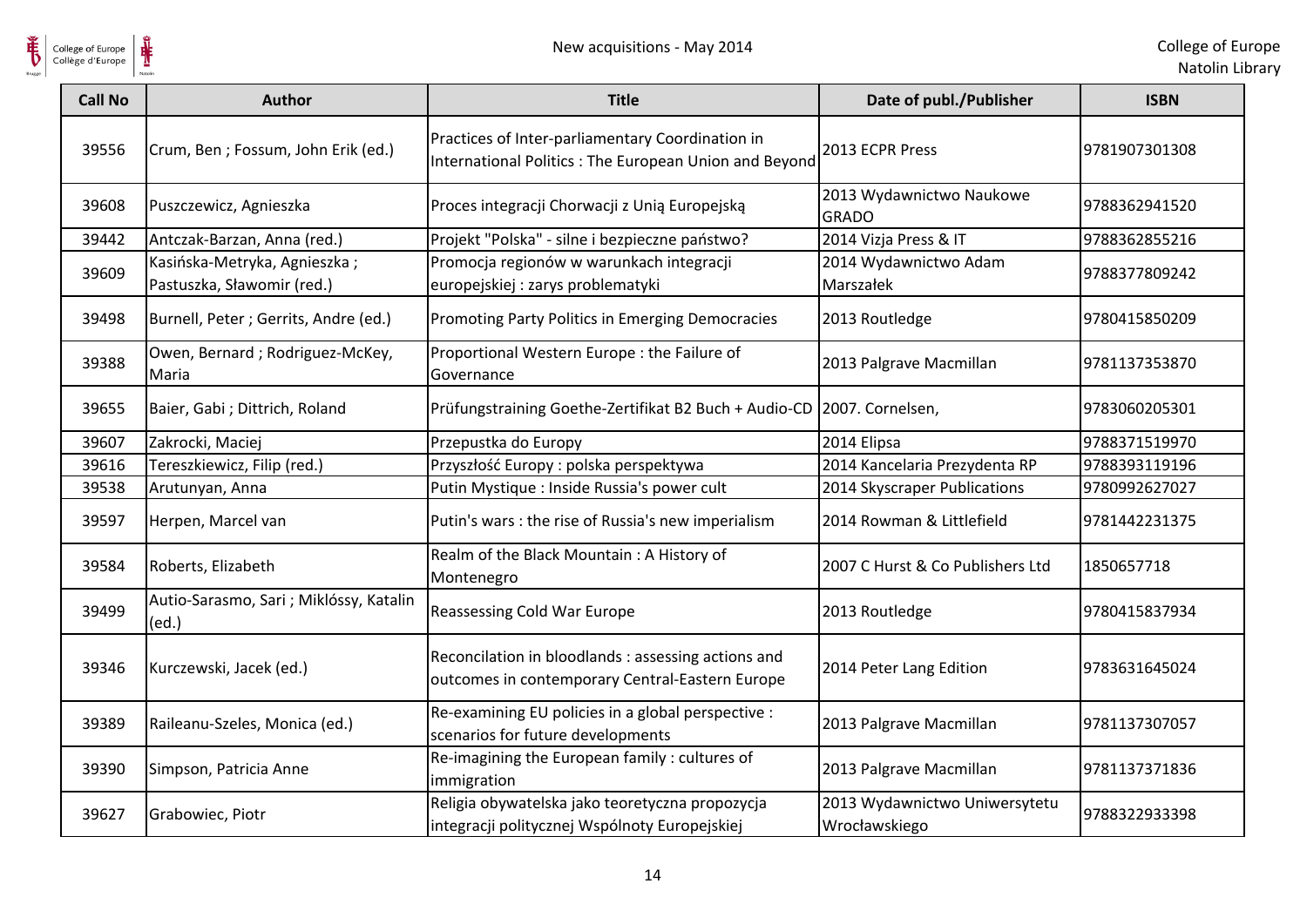| Call No | Author | Title | Date of publ./Publisher | ISBN |
|---|---|---|---|---|
| 39556 | Crum, Ben ; Fossum, John Erik (ed.) | Practices of Inter-parliamentary Coordination in International Politics : The European Union and Beyond | 2013 ECPR Press | 9781907301308 |
| 39608 | Puszczewicz, Agnieszka | Proces integracji Chorwacji z Unią Europejską | 2013 Wydawnictwo Naukowe GRADO | 9788362941520 |
| 39442 | Antczak-Barzan, Anna (red.) | Projekt "Polska" - silne i bezpieczne państwo? | 2014 Vizja Press & IT | 9788362855216 |
| 39609 | Kasińska-Metryka, Agnieszka ; Pastuszka, Sławomir (red.) | Promocja regionów w warunkach integracji europejskiej : zarys problematyki | 2014 Wydawnictwo Adam Marszałek | 9788377809242 |
| 39498 | Burnell, Peter ; Gerrits, Andre (ed.) | Promoting Party Politics in Emerging Democracies | 2013 Routledge | 9780415850209 |
| 39388 | Owen, Bernard ; Rodriguez-McKey, Maria | Proportional Western Europe : the Failure of Governance | 2013 Palgrave Macmillan | 9781137353870 |
| 39655 | Baier, Gabi ; Dittrich, Roland | Prüfungstraining Goethe-Zertifikat B2 Buch + Audio-CD | 2007. Cornelsen, | 9783060205301 |
| 39607 | Zakrocki, Maciej | Przepustka do Europy | 2014 Elipsa | 9788371519970 |
| 39616 | Tereszkiewicz, Filip (red.) | Przyszłość Europy : polska perspektywa | 2014 Kancelaria Prezydenta RP | 9788393119196 |
| 39538 | Arutunyan, Anna | Putin Mystique : Inside Russia's power cult | 2014 Skyscraper Publications | 9780992627027 |
| 39597 | Herpen, Marcel van | Putin's wars : the rise of Russia's new imperialism | 2014 Rowman & Littlefield | 9781442231375 |
| 39584 | Roberts, Elizabeth | Realm of the Black Mountain : A History of Montenegro | 2007 C Hurst & Co Publishers Ltd | 1850657718 |
| 39499 | Autio-Sarasmo, Sari ; Miklóssy, Katalin (ed.) | Reassessing Cold War Europe | 2013 Routledge | 9780415837934 |
| 39346 | Kurczewski, Jacek (ed.) | Reconcilation in bloodlands : assessing actions and outcomes in contemporary Central-Eastern Europe | 2014 Peter Lang Edition | 9783631645024 |
| 39389 | Raileanu-Szeles, Monica (ed.) | Re-examining EU policies in a global perspective : scenarios for future developments | 2013 Palgrave Macmillan | 9781137307057 |
| 39390 | Simpson, Patricia Anne | Re-imagining the European family : cultures of immigration | 2013 Palgrave Macmillan | 9781137371836 |
| 39627 | Grabowiec, Piotr | Religia obywatelska jako teoretyczna propozycja integracji politycznej Wspólnoty Europejskiej | 2013 Wydawnictwo Uniwersytetu Wrocławskiego | 9788322933398 |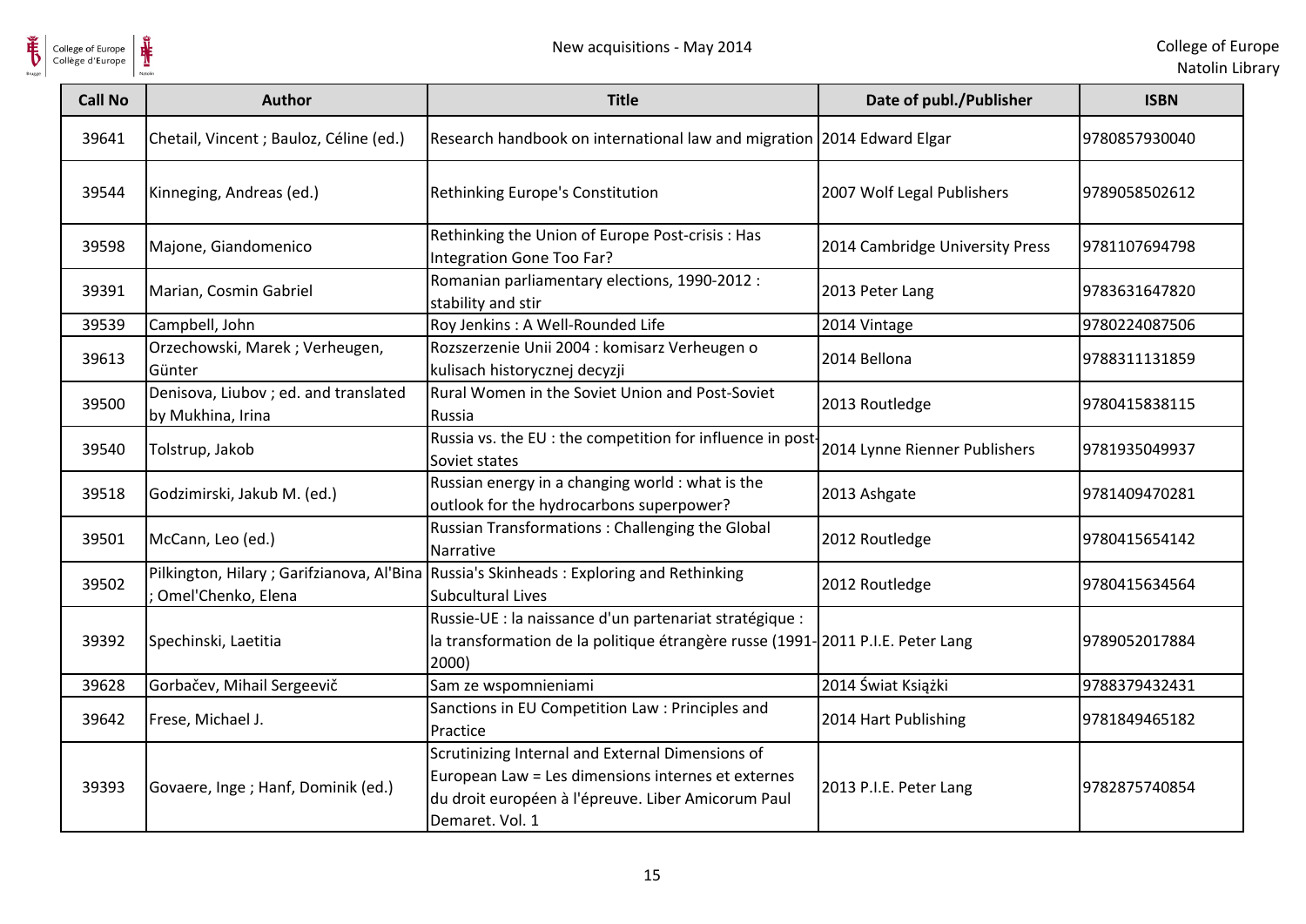| Call No | Author | Title | Date of publ./Publisher | ISBN |
|---|---|---|---|---|
| 39641 | Chetail, Vincent ; Bauloz, Céline (ed.) | Research handbook on international law and migration | 2014 Edward Elgar | 9780857930040 |
| 39544 | Kinneging, Andreas (ed.) | Rethinking Europe's Constitution | 2007 Wolf Legal Publishers | 9789058502612 |
| 39598 | Majone, Giandomenico | Rethinking the Union of Europe Post-crisis : Has Integration Gone Too Far? | 2014 Cambridge University Press | 9781107694798 |
| 39391 | Marian, Cosmin Gabriel | Romanian parliamentary elections, 1990-2012 : stability and stir | 2013 Peter Lang | 9783631647820 |
| 39539 | Campbell, John | Roy Jenkins : A Well-Rounded Life | 2014 Vintage | 9780224087506 |
| 39613 | Orzechowski, Marek ; Verheugen, Günter | Rozszerzenie Unii 2004 : komisarz Verheugen o kulisach historycznej decyzji | 2014 Bellona | 9788311131859 |
| 39500 | Denisova, Liubov ; ed. and translated by Mukhina, Irina | Rural Women in the Soviet Union and Post-Soviet Russia | 2013 Routledge | 9780415838115 |
| 39540 | Tolstrup, Jakob | Russia vs. the EU : the competition for influence in post-Soviet states | 2014 Lynne Rienner Publishers | 9781935049937 |
| 39518 | Godzimirski, Jakub M. (ed.) | Russian energy in a changing world : what is the outlook for the hydrocarbons superpower? | 2013 Ashgate | 9781409470281 |
| 39501 | McCann, Leo (ed.) | Russian Transformations : Challenging the Global Narrative | 2012 Routledge | 9780415654142 |
| 39502 | Pilkington, Hilary ; Garifzianova, Al'Bina ; Omel'Chenko, Elena | Russia's Skinheads : Exploring and Rethinking Subcultural Lives | 2012 Routledge | 9780415634564 |
| 39392 | Spechinski, Laetitia | Russie-UE : la naissance d'un partenariat stratégique : la transformation de la politique étrangère russe (1991-2000) | 2011 P.I.E. Peter Lang | 9789052017884 |
| 39628 | Gorbačev, Mihail Sergeevič | Sam ze wspomnieniami | 2014 Świat Książki | 9788379432431 |
| 39642 | Frese, Michael J. | Sanctions in EU Competition Law : Principles and Practice | 2014 Hart Publishing | 9781849465182 |
| 39393 | Govaere, Inge ; Hanf, Dominik (ed.) | Scrutinizing Internal and External Dimensions of European Law = Les dimensions internes et externes du droit européen à l'épreuve. Liber Amicorum Paul Demaret. Vol. 1 | 2013 P.I.E. Peter Lang | 9782875740854 |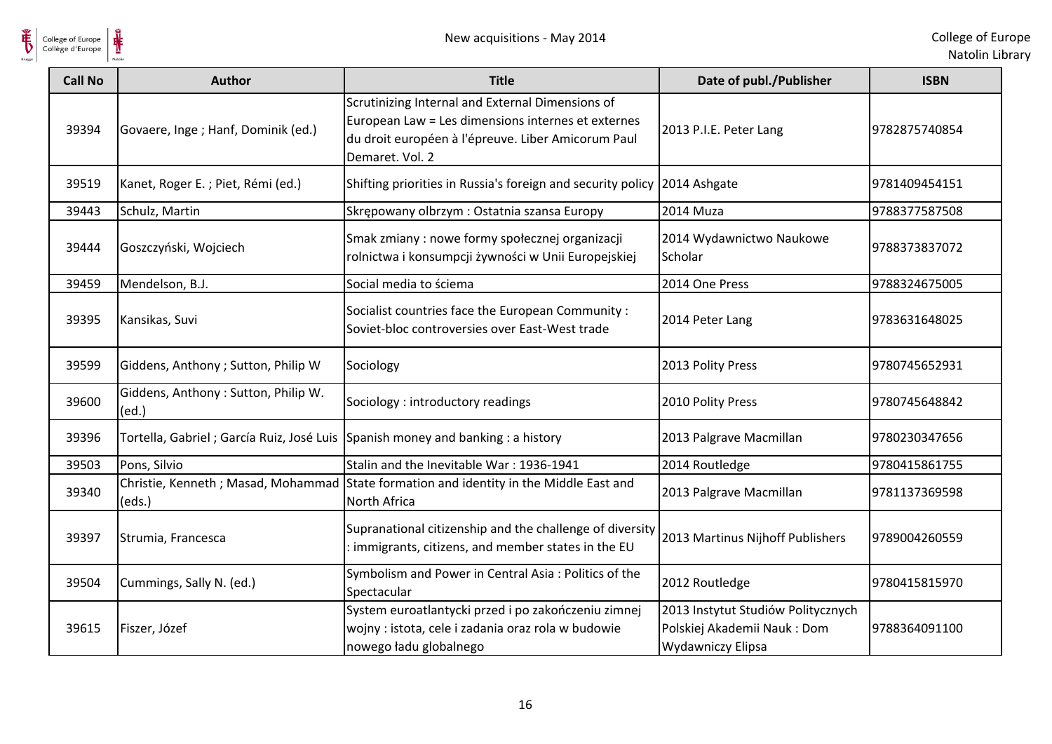| Call No | Author | Title | Date of publ./Publisher | ISBN |
|---|---|---|---|---|
| 39394 | Govaere, Inge ; Hanf, Dominik (ed.) | Scrutinizing Internal and External Dimensions of European Law = Les dimensions internes et externes du droit européen à l'épreuve. Liber Amicorum Paul Demaret. Vol. 2 | 2013 P.I.E. Peter Lang | 9782875740854 |
| 39519 | Kanet, Roger E. ; Piet, Rémi (ed.) | Shifting priorities in Russia's foreign and security policy | 2014 Ashgate | 9781409454151 |
| 39443 | Schulz, Martin | Skrępowany olbrzym : Ostatnia szansa Europy | 2014 Muza | 9788377587508 |
| 39444 | Goszczyński, Wojciech | Smak zmiany : nowe formy społecznej organizacji rolnictwa i konsumpcji żywności w Unii Europejskiej | 2014 Wydawnictwo Naukowe Scholar | 9788373837072 |
| 39459 | Mendelson, B.J. | Social media to ściema | 2014 One Press | 9788324675005 |
| 39395 | Kansikas, Suvi | Socialist countries face the European Community : Soviet-bloc controversies over East-West trade | 2014 Peter Lang | 9783631648025 |
| 39599 | Giddens, Anthony ; Sutton, Philip W | Sociology | 2013 Polity Press | 9780745652931 |
| 39600 | Giddens, Anthony : Sutton, Philip W. (ed.) | Sociology : introductory readings | 2010 Polity Press | 9780745648842 |
| 39396 | Tortella, Gabriel ; García Ruiz, José Luis | Spanish money and banking : a history | 2013 Palgrave Macmillan | 9780230347656 |
| 39503 | Pons, Silvio | Stalin and the Inevitable War : 1936-1941 | 2014 Routledge | 9780415861755 |
| 39340 | Christie, Kenneth ; Masad, Mohammad (eds.) | State formation and identity in the Middle East and North Africa | 2013 Palgrave Macmillan | 9781137369598 |
| 39397 | Strumia, Francesca | Supranational citizenship and the challenge of diversity : immigrants, citizens, and member states in the EU | 2013 Martinus Nijhoff Publishers | 9789004260559 |
| 39504 | Cummings, Sally N. (ed.) | Symbolism and Power in Central Asia : Politics of the Spectacular | 2012 Routledge | 9780415815970 |
| 39615 | Fiszer, Józef | System euroatlantycki przed i po zakończeniu zimnej wojny : istota, cele i zadania oraz rola w budowie nowego ładu globalnego | 2013 Instytut Studiów Politycznych Polskiej Akademii Nauk : Dom Wydawniczy Elipsa | 9788364091100 |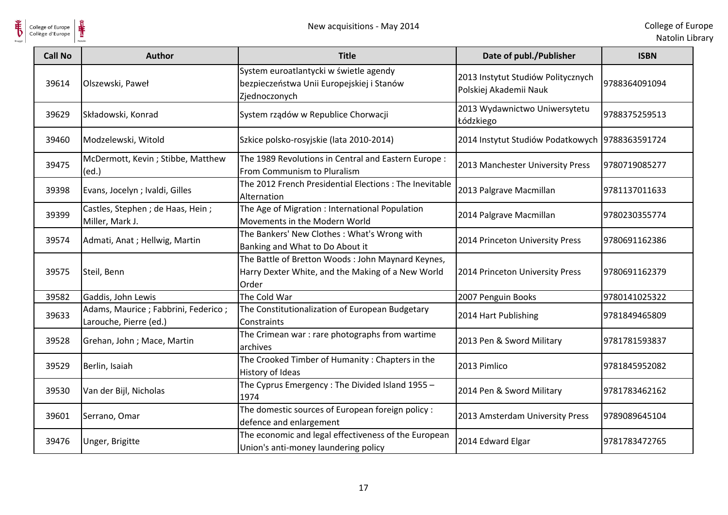| Call No | Author | Title | Date of publ./Publisher | ISBN |
| --- | --- | --- | --- | --- |
| 39614 | Olszewski, Paweł | System euroatlantycki w świetle agendy bezpieczeństwa Unii Europejskiej i Stanów Zjednoczonych | 2013 Instytut Studiów Politycznych Polskiej Akademii Nauk | 9788364091094 |
| 39629 | Składowski, Konrad | System rządów w Republice Chorwacji | 2013 Wydawnictwo Uniwersytetu Łódzkiego | 9788375259513 |
| 39460 | Modzelewski, Witold | Szkice polsko-rosyjskie (lata 2010-2014) | 2014 Instytut Studiów Podatkowych | 9788363591724 |
| 39475 | McDermott, Kevin ; Stibbe, Matthew (ed.) | The 1989 Revolutions in Central and Eastern Europe : From Communism to Pluralism | 2013 Manchester University Press | 9780719085277 |
| 39398 | Evans, Jocelyn ; Ivaldi, Gilles | The 2012 French Presidential Elections : The Inevitable Alternation | 2013 Palgrave Macmillan | 9781137011633 |
| 39399 | Castles, Stephen ; de Haas, Hein ; Miller, Mark J. | The Age of Migration : International Population Movements in the Modern World | 2014 Palgrave Macmillan | 9780230355774 |
| 39574 | Admati, Anat ; Hellwig, Martin | The Bankers' New Clothes : What's Wrong with Banking and What to Do About it | 2014 Princeton University Press | 9780691162386 |
| 39575 | Steil, Benn | The Battle of Bretton Woods : John Maynard Keynes, Harry Dexter White, and the Making of a New World Order | 2014 Princeton University Press | 9780691162379 |
| 39582 | Gaddis, John Lewis | The Cold War | 2007 Penguin Books | 9780141025322 |
| 39633 | Adams, Maurice ; Fabbrini, Federico ; Larouche, Pierre (ed.) | The Constitutionalization of European Budgetary Constraints | 2014 Hart Publishing | 9781849465809 |
| 39528 | Grehan, John ; Mace, Martin | The Crimean war : rare photographs from wartime archives | 2013 Pen & Sword Military | 9781781593837 |
| 39529 | Berlin, Isaiah | The Crooked Timber of Humanity : Chapters in the History of Ideas | 2013 Pimlico | 9781845952082 |
| 39530 | Van der Bijl, Nicholas | The Cyprus Emergency : The Divided Island 1955 – 1974 | 2014 Pen & Sword Military | 9781783462162 |
| 39601 | Serrano, Omar | The domestic sources of European foreign policy : defence and enlargement | 2013 Amsterdam University Press | 9789089645104 |
| 39476 | Unger, Brigitte | The economic and legal effectiveness of the European Union's anti-money laundering policy | 2014 Edward Elgar | 9781783472765 |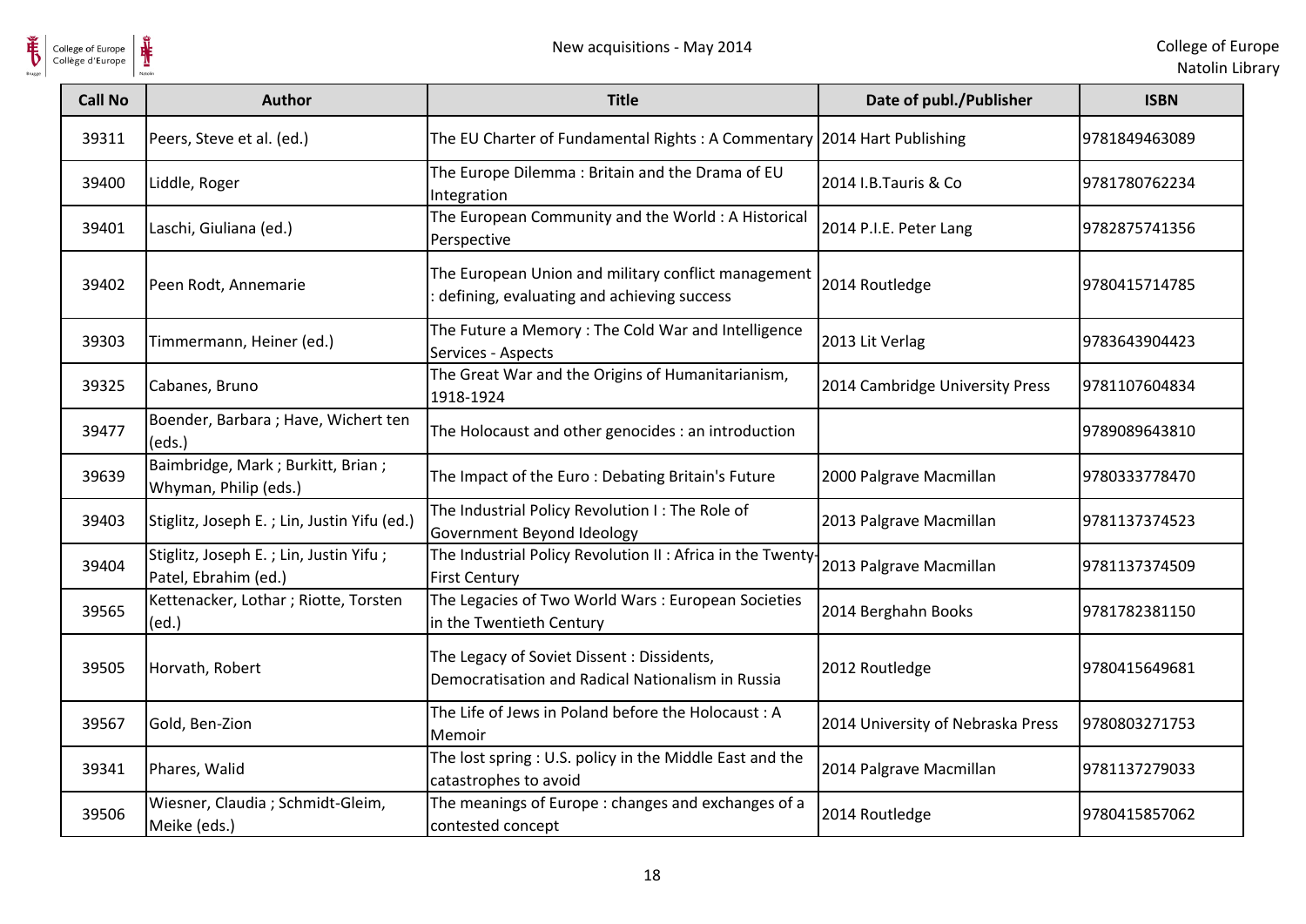| Call No | Author | Title | Date of publ./Publisher | ISBN |
|---|---|---|---|---|
| 39311 | Peers, Steve et al. (ed.) | The EU Charter of Fundamental Rights : A Commentary | 2014 Hart Publishing | 9781849463089 |
| 39400 | Liddle, Roger | The Europe Dilemma : Britain and the Drama of EU Integration | 2014 I.B.Tauris & Co | 9781780762234 |
| 39401 | Laschi, Giuliana (ed.) | The European Community and the World : A Historical Perspective | 2014 P.I.E. Peter Lang | 9782875741356 |
| 39402 | Peen Rodt, Annemarie | The European Union and military conflict management : defining, evaluating and achieving success | 2014 Routledge | 9780415714785 |
| 39303 | Timmermann, Heiner (ed.) | The Future a Memory : The Cold War and Intelligence Services - Aspects | 2013 Lit Verlag | 9783643904423 |
| 39325 | Cabanes, Bruno | The Great War and the Origins of Humanitarianism, 1918-1924 | 2014 Cambridge University Press | 9781107604834 |
| 39477 | Boender, Barbara ; Have, Wichert ten (eds.) | The Holocaust and other genocides : an introduction | | 9789089643810 |
| 39639 | Baimbridge, Mark ; Burkitt, Brian ; Whyman, Philip (eds.) | The Impact of the Euro : Debating Britain's Future | 2000 Palgrave Macmillan | 9780333778470 |
| 39403 | Stiglitz, Joseph E. ; Lin, Justin Yifu (ed.) | The Industrial Policy Revolution I : The Role of Government Beyond Ideology | 2013 Palgrave Macmillan | 9781137374523 |
| 39404 | Stiglitz, Joseph E. ; Lin, Justin Yifu ; Patel, Ebrahim (ed.) | The Industrial Policy Revolution II : Africa in the Twenty-First Century | 2013 Palgrave Macmillan | 9781137374509 |
| 39565 | Kettenacker, Lothar ; Riotte, Torsten (ed.) | The Legacies of Two World Wars : European Societies in the Twentieth Century | 2014 Berghahn Books | 9781782381150 |
| 39505 | Horvath, Robert | The Legacy of Soviet Dissent : Dissidents, Democratisation and Radical Nationalism in Russia | 2012 Routledge | 9780415649681 |
| 39567 | Gold, Ben-Zion | The Life of Jews in Poland before the Holocaust : A Memoir | 2014 University of Nebraska Press | 9780803271753 |
| 39341 | Phares, Walid | The lost spring : U.S. policy in the Middle East and the catastrophes to avoid | 2014 Palgrave Macmillan | 9781137279033 |
| 39506 | Wiesner, Claudia ; Schmidt-Gleim, Meike (eds.) | The meanings of Europe : changes and exchanges of a contested concept | 2014 Routledge | 9780415857062 |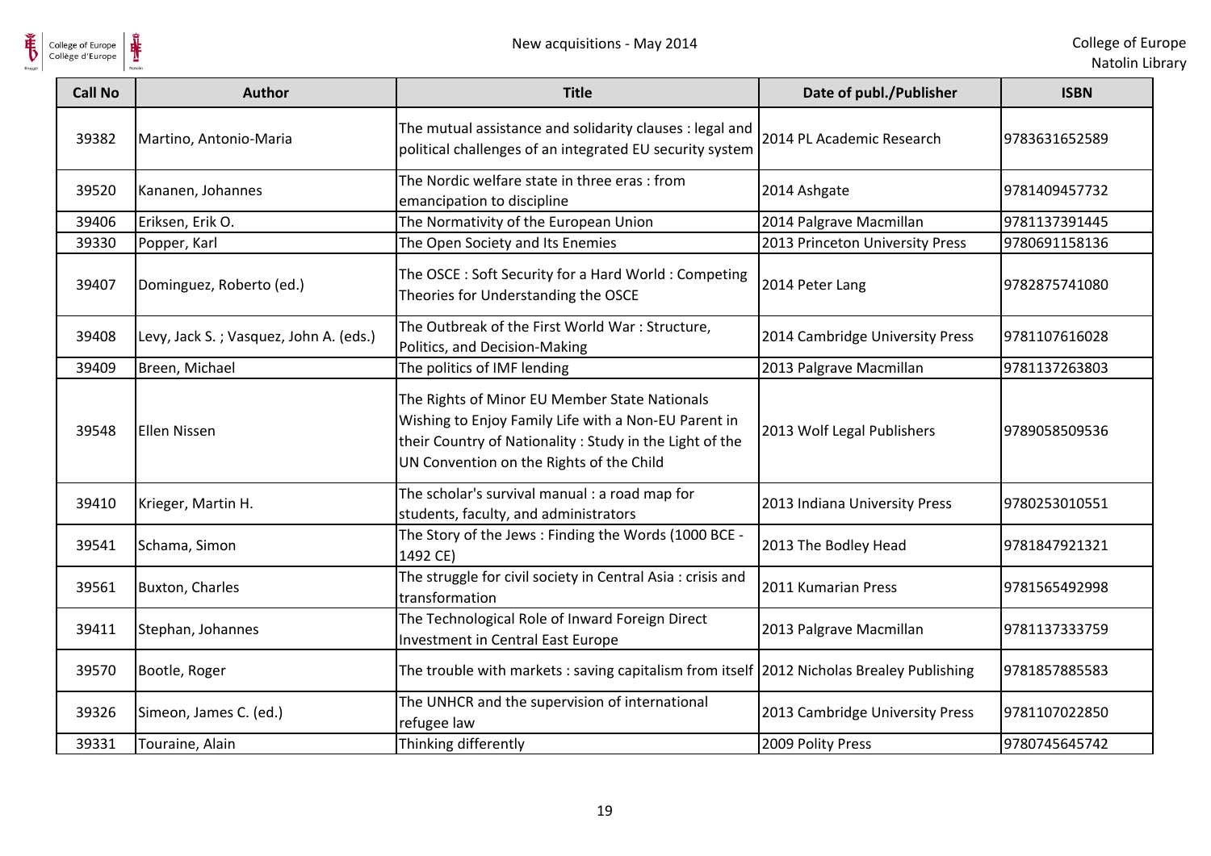| Call No | Author | Title | Date of publ./Publisher | ISBN |
| --- | --- | --- | --- | --- |
| 39382 | Martino, Antonio-Maria | The mutual assistance and solidarity clauses : legal and political challenges of an integrated EU security system | 2014 PL Academic Research | 9783631652589 |
| 39520 | Kananen, Johannes | The Nordic welfare state in three eras : from emancipation to discipline | 2014 Ashgate | 9781409457732 |
| 39406 | Eriksen, Erik O. | The Normativity of the European Union | 2014 Palgrave Macmillan | 9781137391445 |
| 39330 | Popper, Karl | The Open Society and Its Enemies | 2013 Princeton University Press | 9780691158136 |
| 39407 | Dominguez, Roberto (ed.) | The OSCE : Soft Security for a Hard World : Competing Theories for Understanding the OSCE | 2014 Peter Lang | 9782875741080 |
| 39408 | Levy, Jack S. ; Vasquez, John A. (eds.) | The Outbreak of the First World War : Structure, Politics, and Decision-Making | 2014 Cambridge University Press | 9781107616028 |
| 39409 | Breen, Michael | The politics of IMF lending | 2013 Palgrave Macmillan | 9781137263803 |
| 39548 | Ellen Nissen | The Rights of Minor EU Member State Nationals Wishing to Enjoy Family Life with a Non-EU Parent in their Country of Nationality : Study in the Light of the UN Convention on the Rights of the Child | 2013 Wolf Legal Publishers | 9789058509536 |
| 39410 | Krieger, Martin H. | The scholar's survival manual : a road map for students, faculty, and administrators | 2013 Indiana University Press | 9780253010551 |
| 39541 | Schama, Simon | The Story of the Jews : Finding the Words (1000 BCE - 1492 CE) | 2013 The Bodley Head | 9781847921321 |
| 39561 | Buxton, Charles | The struggle for civil society in Central Asia : crisis and transformation | 2011 Kumarian Press | 9781565492998 |
| 39411 | Stephan, Johannes | The Technological Role of Inward Foreign Direct Investment in Central East Europe | 2013 Palgrave Macmillan | 9781137333759 |
| 39570 | Bootle, Roger | The trouble with markets : saving capitalism from itself | 2012 Nicholas Brealey Publishing | 9781857885583 |
| 39326 | Simeon, James C. (ed.) | The UNHCR and the supervision of international refugee law | 2013 Cambridge University Press | 9781107022850 |
| 39331 | Touraine, Alain | Thinking differently | 2009 Polity Press | 9780745645742 |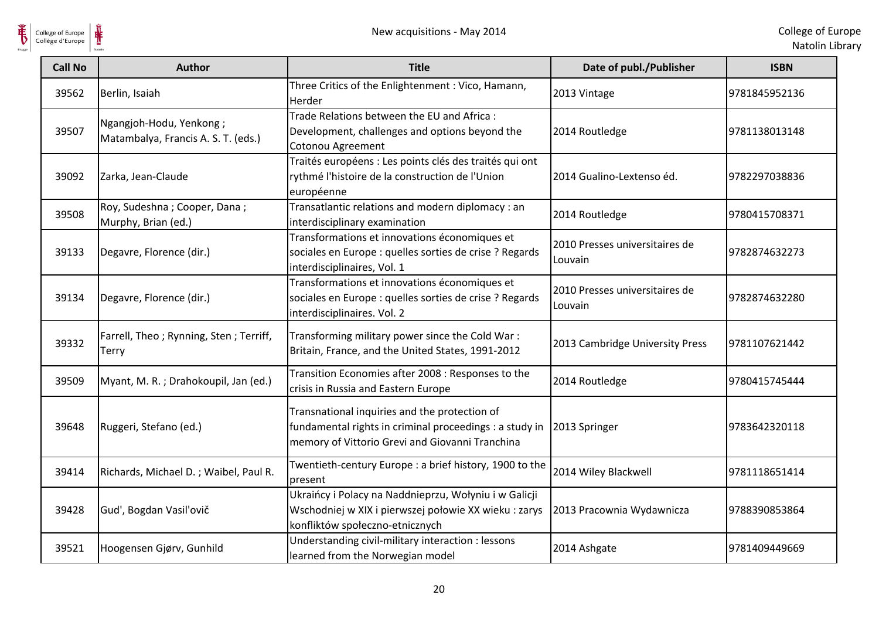| Call No | Author | Title | Date of publ./Publisher | ISBN |
|---|---|---|---|---|
| 39562 | Berlin, Isaiah | Three Critics of the Enlightenment : Vico, Hamann, Herder | 2013 Vintage | 9781845952136 |
| 39507 | Ngangjoh-Hodu, Yenkong ; Matambalya, Francis A. S. T. (eds.) | Trade Relations between the EU and Africa : Development, challenges and options beyond the Cotonou Agreement | 2014 Routledge | 9781138013148 |
| 39092 | Zarka, Jean-Claude | Traités européens : Les points clés des traités qui ont rythmé l'histoire de la construction de l'Union européenne | 2014 Gualino-Lextenso éd. | 9782297038836 |
| 39508 | Roy, Sudeshna ; Cooper, Dana ; Murphy, Brian (ed.) | Transatlantic relations and modern diplomacy : an interdisciplinary examination | 2014 Routledge | 9780415708371 |
| 39133 | Degavre, Florence (dir.) | Transformations et innovations économiques et sociales en Europe : quelles sorties de crise ? Regards interdisciplinaires, Vol. 1 | 2010 Presses universitaires de Louvain | 9782874632273 |
| 39134 | Degavre, Florence (dir.) | Transformations et innovations économiques et sociales en Europe : quelles sorties de crise ? Regards interdisciplinaires. Vol. 2 | 2010 Presses universitaires de Louvain | 9782874632280 |
| 39332 | Farrell, Theo ; Rynning, Sten ; Terriff, Terry | Transforming military power since the Cold War : Britain, France, and the United States, 1991-2012 | 2013 Cambridge University Press | 9781107621442 |
| 39509 | Myant, M. R. ; Drahokoupil, Jan (ed.) | Transition Economies after 2008 : Responses to the crisis in Russia and Eastern Europe | 2014 Routledge | 9780415745444 |
| 39648 | Ruggeri, Stefano (ed.) | Transnational inquiries and the protection of fundamental rights in criminal proceedings : a study in memory of Vittorio Grevi and Giovanni Tranchina | 2013 Springer | 9783642320118 |
| 39414 | Richards, Michael D. ; Waibel, Paul R. | Twentieth-century Europe : a brief history, 1900 to the present | 2014 Wiley Blackwell | 9781118651414 |
| 39428 | Gud', Bogdan Vasil'ovič | Ukraińcy i Polacy na Naddnieprzu, Wołyniu i w Galicji Wschodniej w XIX i pierwszej połowie XX wieku : zarys konfliktów społeczno-etnicznych | 2013 Pracownia Wydawnicza | 9788390853864 |
| 39521 | Hoogensen Gjørv, Gunhild | Understanding civil-military interaction : lessons learned from the Norwegian model | 2014 Ashgate | 9781409449669 |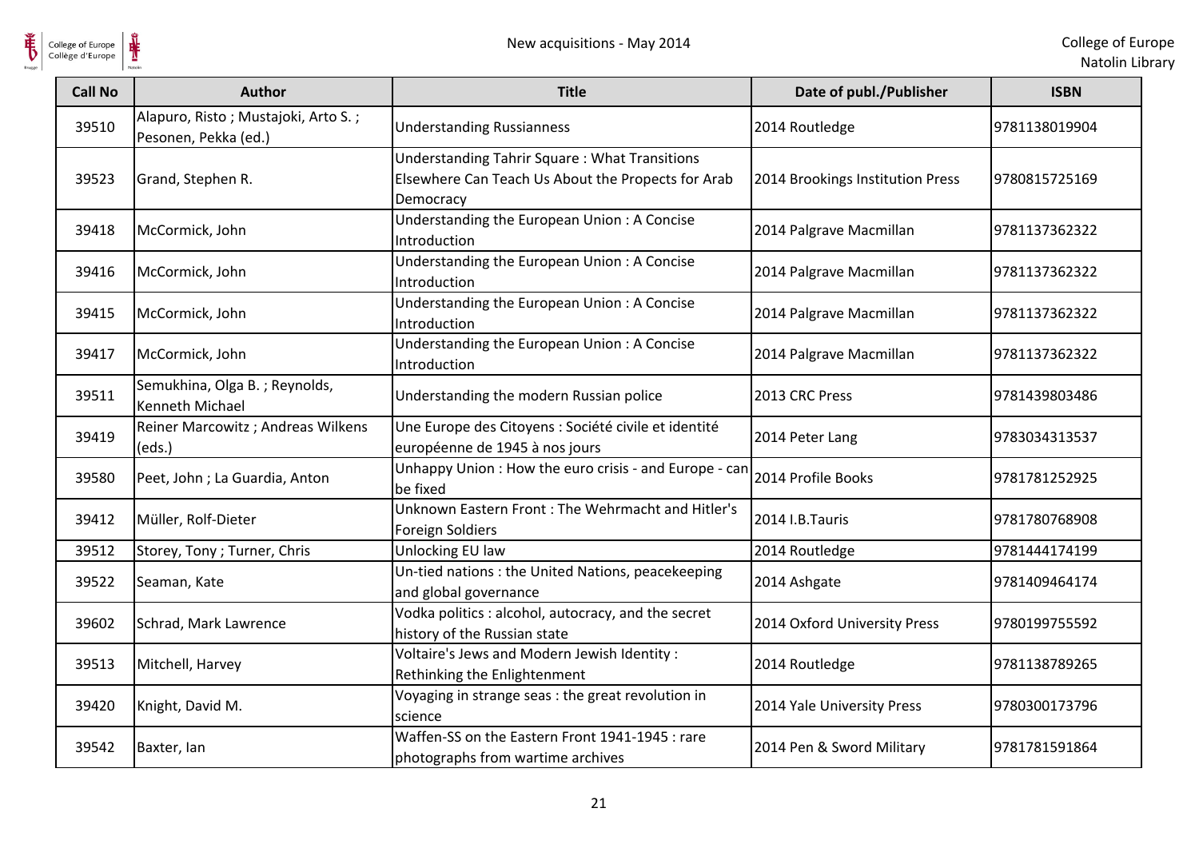| Call No | Author | Title | Date of publ./Publisher | ISBN |
|---|---|---|---|---|
| 39510 | Alapuro, Risto ; Mustajoki, Arto S. ; Pesonen, Pekka (ed.) | Understanding Russianness | 2014 Routledge | 9781138019904 |
| 39523 | Grand, Stephen R. | Understanding Tahrir Square : What Transitions Elsewhere Can Teach Us About the Propects for Arab Democracy | 2014 Brookings Institution Press | 9780815725169 |
| 39418 | McCormick, John | Understanding the European Union : A Concise Introduction | 2014 Palgrave Macmillan | 9781137362322 |
| 39416 | McCormick, John | Understanding the European Union : A Concise Introduction | 2014 Palgrave Macmillan | 9781137362322 |
| 39415 | McCormick, John | Understanding the European Union : A Concise Introduction | 2014 Palgrave Macmillan | 9781137362322 |
| 39417 | McCormick, John | Understanding the European Union : A Concise Introduction | 2014 Palgrave Macmillan | 9781137362322 |
| 39511 | Semukhina, Olga B. ; Reynolds, Kenneth Michael | Understanding the modern Russian police | 2013 CRC Press | 9781439803486 |
| 39419 | Reiner Marcowitz ; Andreas Wilkens (eds.) | Une Europe des Citoyens : Société civile et identité européenne de 1945 à nos jours | 2014 Peter Lang | 9783034313537 |
| 39580 | Peet, John ; La Guardia, Anton | Unhappy Union : How the euro crisis - and Europe - can be fixed | 2014 Profile Books | 9781781252925 |
| 39412 | Müller, Rolf-Dieter | Unknown Eastern Front : The Wehrmacht and Hitler's Foreign Soldiers | 2014 I.B.Tauris | 9781780768908 |
| 39512 | Storey, Tony ; Turner, Chris | Unlocking EU law | 2014 Routledge | 9781444174199 |
| 39522 | Seaman, Kate | Un-tied nations : the United Nations, peacekeeping and global governance | 2014 Ashgate | 9781409464174 |
| 39602 | Schrad, Mark Lawrence | Vodka politics : alcohol, autocracy, and the secret history of the Russian state | 2014 Oxford University Press | 9780199755592 |
| 39513 | Mitchell, Harvey | Voltaire's Jews and Modern Jewish Identity : Rethinking the Enlightenment | 2014 Routledge | 9781138789265 |
| 39420 | Knight, David M. | Voyaging in strange seas : the great revolution in science | 2014 Yale University Press | 9780300173796 |
| 39542 | Baxter, Ian | Waffen-SS on the Eastern Front 1941-1945 : rare photographs from wartime archives | 2014 Pen & Sword Military | 9781781591864 |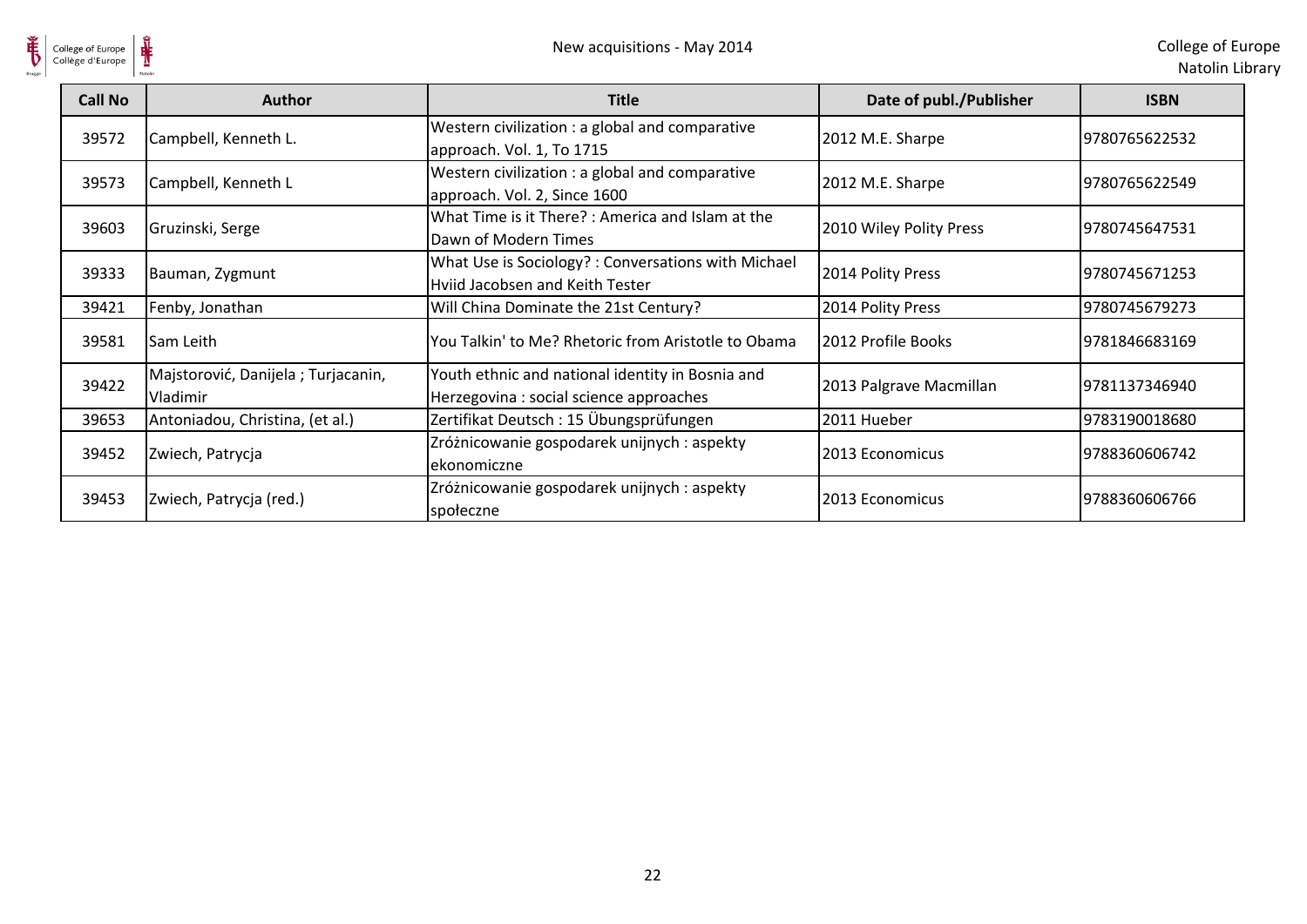| Call No | Author | Title | Date of publ./Publisher | ISBN |
|---|---|---|---|---|
| 39572 | Campbell, Kenneth L. | Western civilization : a global and comparative approach. Vol. 1, To 1715 | 2012 M.E. Sharpe | 9780765622532 |
| 39573 | Campbell, Kenneth L | Western civilization : a global and comparative approach. Vol. 2, Since 1600 | 2012 M.E. Sharpe | 9780765622549 |
| 39603 | Gruzinski, Serge | What Time is it There? : America and Islam at the Dawn of Modern Times | 2010 Wiley Polity Press | 9780745647531 |
| 39333 | Bauman, Zygmunt | What Use is Sociology? : Conversations with Michael Hviid Jacobsen and Keith Tester | 2014 Polity Press | 9780745671253 |
| 39421 | Fenby, Jonathan | Will China Dominate the 21st Century? | 2014 Polity Press | 9780745679273 |
| 39581 | Sam Leith | You Talkin' to Me? Rhetoric from Aristotle to Obama | 2012 Profile Books | 9781846683169 |
| 39422 | Majstorović, Danijela ; Turjacanin, Vladimir | Youth ethnic and national identity in Bosnia and Herzegovina : social science approaches | 2013 Palgrave Macmillan | 9781137346940 |
| 39653 | Antoniadou, Christina, (et al.) | Zertifikat Deutsch : 15 Übungsprüfungen | 2011 Hueber | 9783190018680 |
| 39452 | Zwiech, Patrycja | Zróżnicowanie gospodarek unijnych : aspekty ekonomiczne | 2013 Economicus | 9788360606742 |
| 39453 | Zwiech, Patrycja (red.) | Zróżnicowanie gospodarek unijnych : aspekty społeczne | 2013 Economicus | 9788360606766 |